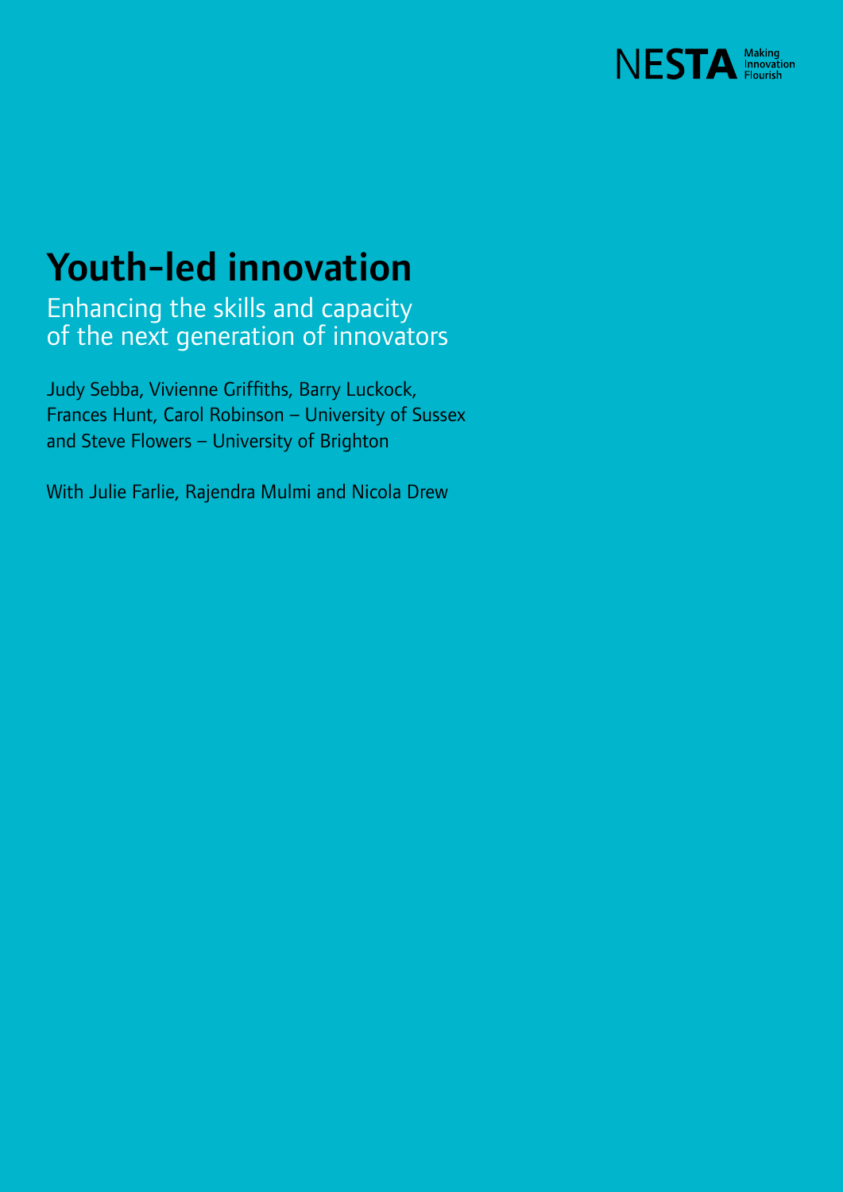NESTA Making Innovation Flourish

# Youth-led innovation

## Enhancing the skills and capacity of the next generation of innovators

Judy Sebba, Vivienne Griffiths, Barry Luckock, Frances Hunt, Carol Robinson – University of Sussex and Steve Flowers – University of Brighton

With Julie Farlie, Rajendra Mulmi and Nicola Drew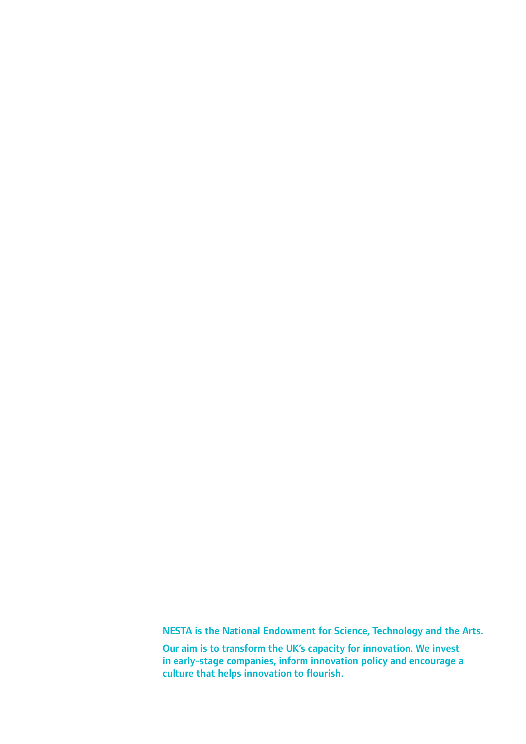**NESTA is the National Endowment for Science, Technology and the Arts.**

**Our aim is to transform the UK's capacity for innovation. We invest in early-stage companies, inform innovation policy and encourage a culture that helps innovation to flourish.**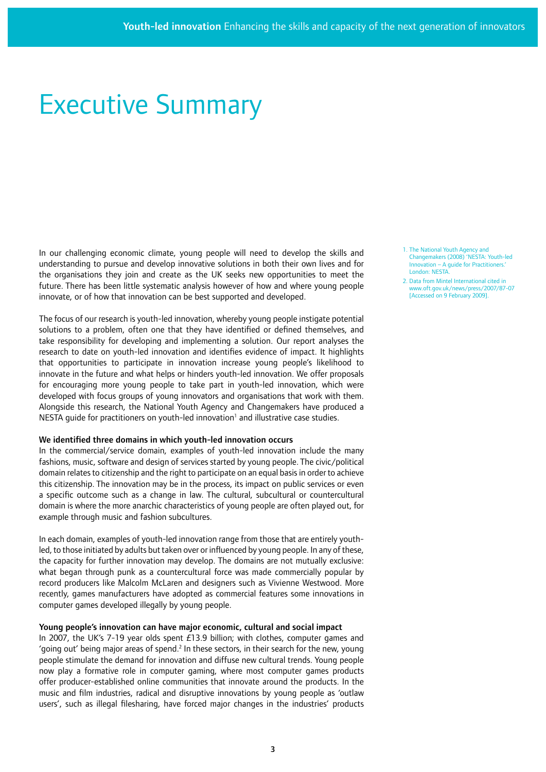# Executive Summary

In our challenging economic climate, young people will need to develop the skills and understanding to pursue and develop innovative solutions in both their own lives and for the organisations they join and create as the UK seeks new opportunities to meet the future. There has been little systematic analysis however of how and where young people innovate, or of how that innovation can be best supported and developed.

The focus of our research is youth-led innovation, whereby young people instigate potential solutions to a problem, often one that they have identified or defined themselves, and take responsibility for developing and implementing a solution. Our report analyses the research to date on youth-led innovation and identifies evidence of impact. It highlights that opportunities to participate in innovation increase young people's likelihood to innovate in the future and what helps or hinders youth-led innovation. We offer proposals for encouraging more young people to take part in youth-led innovation, which were developed with focus groups of young innovators and organisations that work with them. Alongside this research, the National Youth Agency and Changemakers have produced a NESTA guide for practitioners on youth-led innovation[1] and illustrative case studies.

**We identified three domains in which youth-led innovation occurs**

In the commercial/service domain, examples of youth-led innovation include the many fashions, music, software and design of services started by young people. The civic/political domain relates to citizenship and the right to participate on an equal basis in order to achieve this citizenship. The innovation may be in the process, its impact on public services or even a specific outcome such as a change in law. The cultural, subcultural or countercultural domain is where the more anarchic characteristics of young people are often played out, for example through music and fashion subcultures.

In each domain, examples of youth-led innovation range from those that are entirely youth-led, to those initiated by adults but taken over or influenced by young people. In any of these, the capacity for further innovation may develop. The domains are not mutually exclusive: what began through punk as a countercultural force was made commercially popular by record producers like Malcolm McLaren and designers such as Vivienne Westwood. More recently, games manufacturers have adopted as commercial features some innovations in computer games developed illegally by young people.

**Young people's innovation can have major economic, cultural and social impact**

In 2007, the UK's 7-19 year olds spent £13.9 billion; with clothes, computer games and 'going out' being major areas of spend.[2] In these sectors, in their search for the new, young people stimulate the demand for innovation and diffuse new cultural trends. Young people now play a formative role in computer gaming, where most computer games products offer producer-established online communities that innovate around the products. In the music and film industries, radical and disruptive innovations by young people as 'outlaw users', such as illegal filesharing, have forced major changes in the industries' products

1. The National Youth Agency and Changemakers (2008) 'NESTA: Youth-led Innovation – A guide for Practitioners.' London: NESTA.
2. Data from Mintel International cited in www.oft.gov.uk/news/press/2007/87-07 [Accessed on 9 February 2009].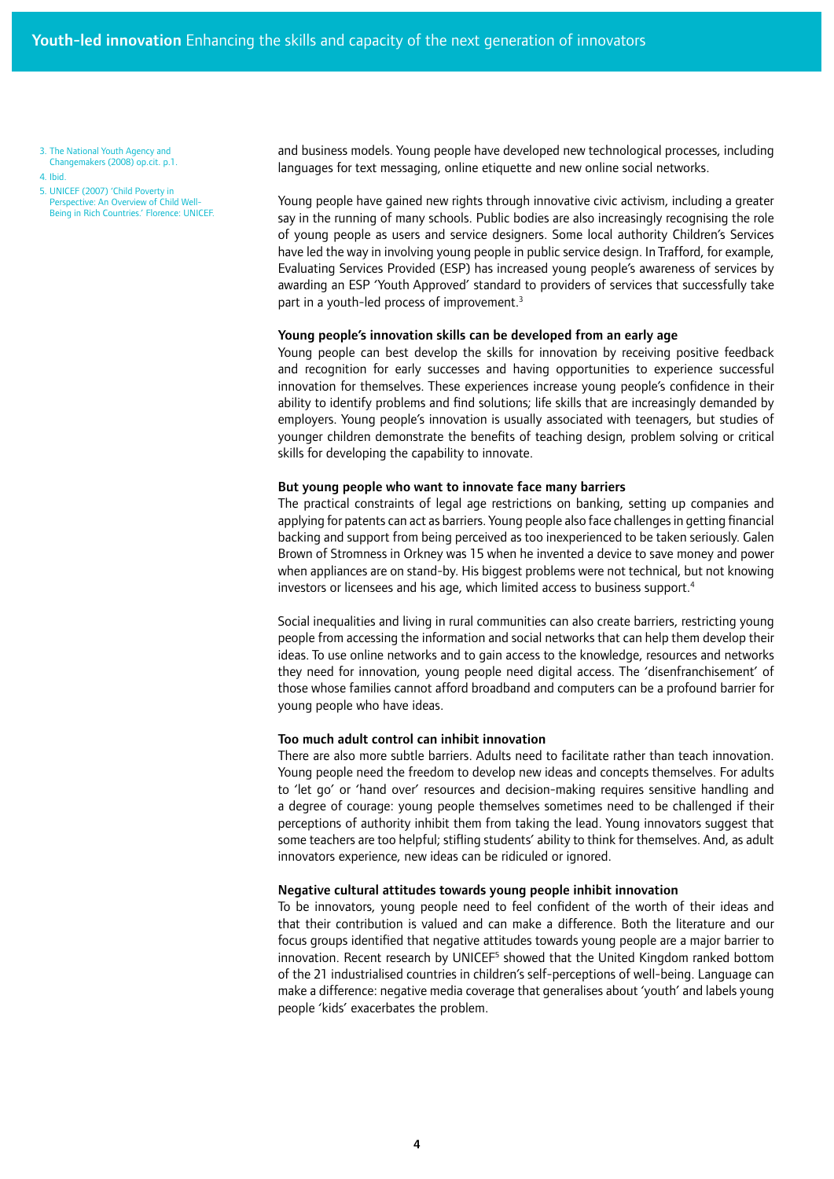and business models. Young people have developed new technological processes, including languages for text messaging, online etiquette and new online social networks.

Young people have gained new rights through innovative civic activism, including a greater say in the running of many schools. Public bodies are also increasingly recognising the role of young people as users and service designers. Some local authority Children's Services have led the way in involving young people in public service design. In Trafford, for example, Evaluating Services Provided (ESP) has increased young people's awareness of services by awarding an ESP 'Youth Approved' standard to providers of services that successfully take part in a youth-led process of improvement.[3]

**Young people's innovation skills can be developed from an early age**

Young people can best develop the skills for innovation by receiving positive feedback and recognition for early successes and having opportunities to experience successful innovation for themselves. These experiences increase young people's confidence in their ability to identify problems and find solutions; life skills that are increasingly demanded by employers. Young people's innovation is usually associated with teenagers, but studies of younger children demonstrate the benefits of teaching design, problem solving or critical skills for developing the capability to innovate.

**But young people who want to innovate face many barriers**

The practical constraints of legal age restrictions on banking, setting up companies and applying for patents can act as barriers. Young people also face challenges in getting financial backing and support from being perceived as too inexperienced to be taken seriously. Galen Brown of Stromness in Orkney was 15 when he invented a device to save money and power when appliances are on stand-by. His biggest problems were not technical, but not knowing investors or licensees and his age, which limited access to business support.[4]

Social inequalities and living in rural communities can also create barriers, restricting young people from accessing the information and social networks that can help them develop their ideas. To use online networks and to gain access to the knowledge, resources and networks they need for innovation, young people need digital access. The 'disenfranchisement' of those whose families cannot afford broadband and computers can be a profound barrier for young people who have ideas.

**Too much adult control can inhibit innovation**

There are also more subtle barriers. Adults need to facilitate rather than teach innovation. Young people need the freedom to develop new ideas and concepts themselves. For adults to 'let go' or 'hand over' resources and decision-making requires sensitive handling and a degree of courage: young people themselves sometimes need to be challenged if their perceptions of authority inhibit them from taking the lead. Young innovators suggest that some teachers are too helpful; stifling students' ability to think for themselves. And, as adult innovators experience, new ideas can be ridiculed or ignored.

**Negative cultural attitudes towards young people inhibit innovation**

To be innovators, young people need to feel confident of the worth of their ideas and that their contribution is valued and can make a difference. Both the literature and our focus groups identified that negative attitudes towards young people are a major barrier to innovation. Recent research by UNICEF[5] showed that the United Kingdom ranked bottom of the 21 industrialised countries in children's self-perceptions of well-being. Language can make a difference: negative media coverage that generalises about 'youth' and labels young people 'kids' exacerbates the problem.

3. The National Youth Agency and Changemakers (2008) op.cit. p.1.
4. Ibid.
5. UNICEF (2007) 'Child Poverty in Perspective: An Overview of Child Well-Being in Rich Countries.' Florence: UNICEF.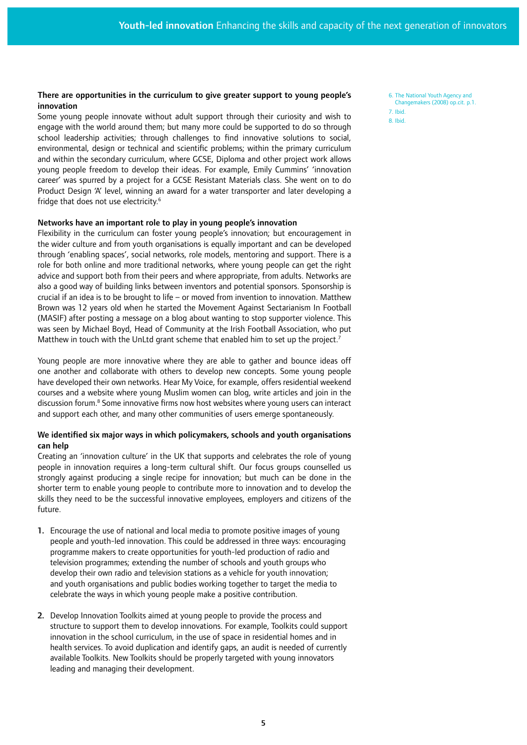**There are opportunities in the curriculum to give greater support to young people's innovation**

Some young people innovate without adult support through their curiosity and wish to engage with the world around them; but many more could be supported to do so through school leadership activities; through challenges to find innovative solutions to social, environmental, design or technical and scientific problems; within the primary curriculum and within the secondary curriculum, where GCSE, Diploma and other project work allows young people freedom to develop their ideas. For example, Emily Cummins' 'innovation career' was spurred by a project for a GCSE Resistant Materials class. She went on to do Product Design 'A' level, winning an award for a water transporter and later developing a fridge that does not use electricity.[6]

**Networks have an important role to play in young people's innovation**

Flexibility in the curriculum can foster young people's innovation; but encouragement in the wider culture and from youth organisations is equally important and can be developed through 'enabling spaces', social networks, role models, mentoring and support. There is a role for both online and more traditional networks, where young people can get the right advice and support both from their peers and where appropriate, from adults. Networks are also a good way of building links between inventors and potential sponsors. Sponsorship is crucial if an idea is to be brought to life – or moved from invention to innovation. Matthew Brown was 12 years old when he started the Movement Against Sectarianism In Football (MASIF) after posting a message on a blog about wanting to stop supporter violence. This was seen by Michael Boyd, Head of Community at the Irish Football Association, who put Matthew in touch with the UnLtd grant scheme that enabled him to set up the project.[7]

Young people are more innovative where they are able to gather and bounce ideas off one another and collaborate with others to develop new concepts. Some young people have developed their own networks. Hear My Voice, for example, offers residential weekend courses and a website where young Muslim women can blog, write articles and join in the discussion forum.[8] Some innovative firms now host websites where young users can interact and support each other, and many other communities of users emerge spontaneously.

**We identified six major ways in which policymakers, schools and youth organisations can help**

Creating an 'innovation culture' in the UK that supports and celebrates the role of young people in innovation requires a long-term cultural shift. Our focus groups counselled us strongly against producing a single recipe for innovation; but much can be done in the shorter term to enable young people to contribute more to innovation and to develop the skills they need to be the successful innovative employees, employers and citizens of the future.

1. Encourage the use of national and local media to promote positive images of young people and youth-led innovation. This could be addressed in three ways: encouraging programme makers to create opportunities for youth-led production of radio and television programmes; extending the number of schools and youth groups who develop their own radio and television stations as a vehicle for youth innovation; and youth organisations and public bodies working together to target the media to celebrate the ways in which young people make a positive contribution.

2. Develop Innovation Toolkits aimed at young people to provide the process and structure to support them to develop innovations. For example, Toolkits could support innovation in the school curriculum, in the use of space in residential homes and in health services. To avoid duplication and identify gaps, an audit is needed of currently available Toolkits. New Toolkits should be properly targeted with young innovators leading and managing their development.

6. The National Youth Agency and Changemakers (2008) op.cit. p.1.
7. Ibid.
8. Ibid.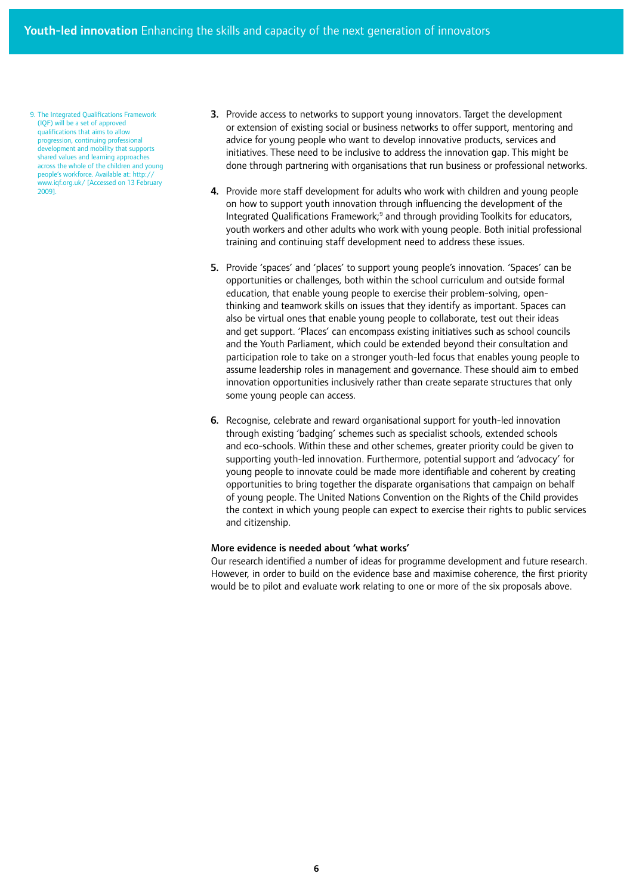3. Provide access to networks to support young innovators. Target the development or extension of existing social or business networks to offer support, mentoring and advice for young people who want to develop innovative products, services and initiatives. These need to be inclusive to address the innovation gap. This might be done through partnering with organisations that run business or professional networks.

4. Provide more staff development for adults who work with children and young people on how to support youth innovation through influencing the development of the Integrated Qualifications Framework;[9] and through providing Toolkits for educators, youth workers and other adults who work with young people. Both initial professional training and continuing staff development need to address these issues.

5. Provide 'spaces' and 'places' to support young people's innovation. 'Spaces' can be opportunities or challenges, both within the school curriculum and outside formal education, that enable young people to exercise their problem-solving, open-thinking and teamwork skills on issues that they identify as important. Spaces can also be virtual ones that enable young people to collaborate, test out their ideas and get support. 'Places' can encompass existing initiatives such as school councils and the Youth Parliament, which could be extended beyond their consultation and participation role to take on a stronger youth-led focus that enables young people to assume leadership roles in management and governance. These should aim to embed innovation opportunities inclusively rather than create separate structures that only some young people can access.

6. Recognise, celebrate and reward organisational support for youth-led innovation through existing 'badging' schemes such as specialist schools, extended schools and eco-schools. Within these and other schemes, greater priority could be given to supporting youth-led innovation. Furthermore, potential support and 'advocacy' for young people to innovate could be made more identifiable and coherent by creating opportunities to bring together the disparate organisations that campaign on behalf of young people. The United Nations Convention on the Rights of the Child provides the context in which young people can expect to exercise their rights to public services and citizenship.

**More evidence is needed about 'what works'**

Our research identified a number of ideas for programme development and future research. However, in order to build on the evidence base and maximise coherence, the first priority would be to pilot and evaluate work relating to one or more of the six proposals above.

9. The Integrated Qualifications Framework (IQF) will be a set of approved qualifications that aims to allow progression, continuing professional development and mobility that supports shared values and learning approaches across the whole of the children and young people's workforce. Available at: http://www.iqf.org.uk/ [Accessed on 13 February 2009].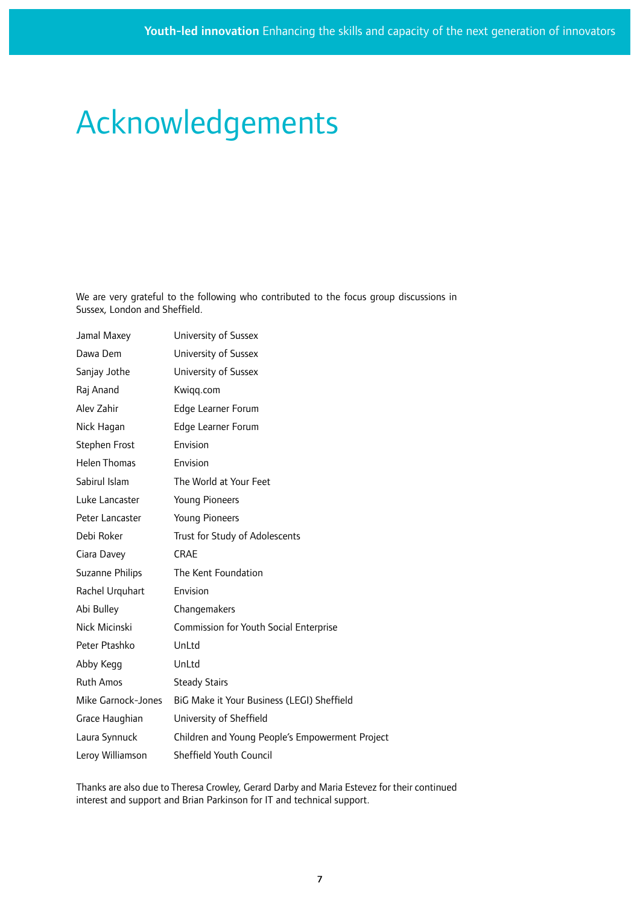# Acknowledgements

We are very grateful to the following who contributed to the focus group discussions in Sussex, London and Sheffield.

| | |
|---|---|
| Jamal Maxey | University of Sussex |
| Dawa Dem | University of Sussex |
| Sanjay Jothe | University of Sussex |
| Raj Anand | Kwiqq.com |
| Alev Zahir | Edge Learner Forum |
| Nick Hagan | Edge Learner Forum |
| Stephen Frost | Envision |
| Helen Thomas | Envision |
| Sabirul Islam | The World at Your Feet |
| Luke Lancaster | Young Pioneers |
| Peter Lancaster | Young Pioneers |
| Debi Roker | Trust for Study of Adolescents |
| Ciara Davey | CRAE |
| Suzanne Philips | The Kent Foundation |
| Rachel Urquhart | Envision |
| Abi Bulley | Changemakers |
| Nick Micinski | Commission for Youth Social Enterprise |
| Peter Ptashko | UnLtd |
| Abby Kegg | UnLtd |
| Ruth Amos | Steady Stairs |
| Mike Garnock-Jones | BiG Make it Your Business (LEGI) Sheffield |
| Grace Haughian | University of Sheffield |
| Laura Synnuck | Children and Young People's Empowerment Project |
| Leroy Williamson | Sheffield Youth Council |

Thanks are also due to Theresa Crowley, Gerard Darby and Maria Estevez for their continued interest and support and Brian Parkinson for IT and technical support.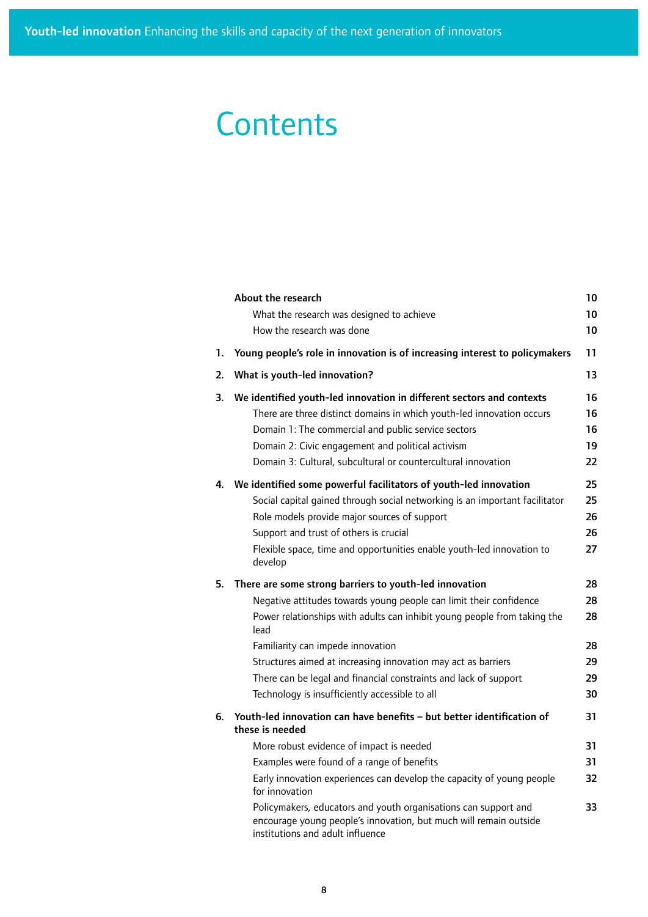# Contents

| | | |
|---|---|---|
| | **About the research** | **10** |
| | What the research was designed to achieve | 10 |
| | How the research was done | 10 |
| **1.** | **Young people's role in innovation is of increasing interest to policymakers** | **11** |
| **2.** | **What is youth-led innovation?** | **13** |
| **3.** | **We identified youth-led innovation in different sectors and contexts** | **16** |
| | There are three distinct domains in which youth-led innovation occurs | 16 |
| | Domain 1: The commercial and public service sectors | 16 |
| | Domain 2: Civic engagement and political activism | 19 |
| | Domain 3: Cultural, subcultural or countercultural innovation | 22 |
| **4.** | **We identified some powerful facilitators of youth-led innovation** | **25** |
| | Social capital gained through social networking is an important facilitator | 25 |
| | Role models provide major sources of support | 26 |
| | Support and trust of others is crucial | 26 |
| | Flexible space, time and opportunities enable youth-led innovation to develop | 27 |
| **5.** | **There are some strong barriers to youth-led innovation** | **28** |
| | Negative attitudes towards young people can limit their confidence | 28 |
| | Power relationships with adults can inhibit young people from taking the lead | 28 |
| | Familiarity can impede innovation | 28 |
| | Structures aimed at increasing innovation may act as barriers | 29 |
| | There can be legal and financial constraints and lack of support | 29 |
| | Technology is insufficiently accessible to all | 30 |
| **6.** | **Youth-led innovation can have benefits – but better identification of these is needed** | **31** |
| | More robust evidence of impact is needed | 31 |
| | Examples were found of a range of benefits | 31 |
| | Early innovation experiences can develop the capacity of young people for innovation | 32 |
| | Policymakers, educators and youth organisations can support and encourage young people's innovation, but much will remain outside institutions and adult influence | 33 |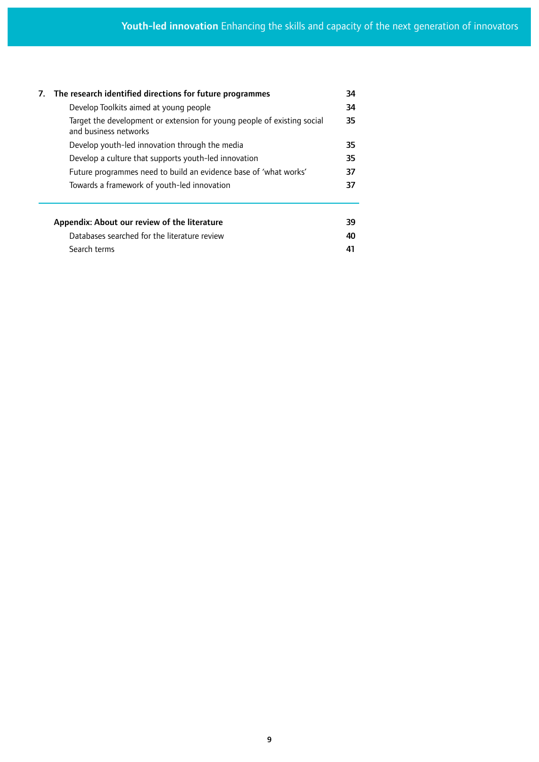| | | |
|---|---|---|
| **7.** | **The research identified directions for future programmes** | **34** |
| | Develop Toolkits aimed at young people | **34** |
| | Target the development or extension for young people of existing social and business networks | **35** |
| | Develop youth-led innovation through the media | **35** |
| | Develop a culture that supports youth-led innovation | **35** |
| | Future programmes need to build an evidence base of 'what works' | **37** |
| | Towards a framework of youth-led innovation | **37** |
| | **Appendix: About our review of the literature** | **39** |
| | Databases searched for the literature review | **40** |
| | Search terms | **41** |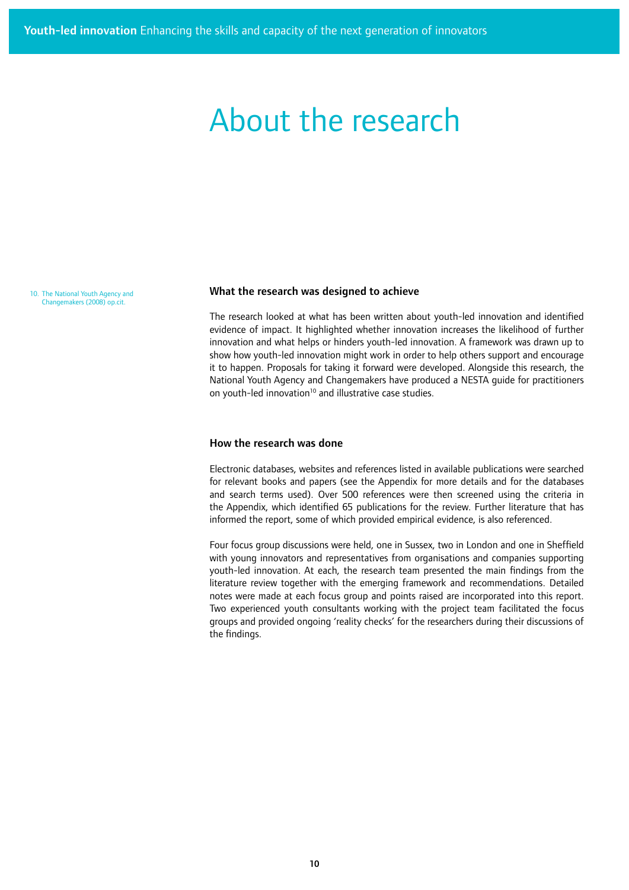# About the research

## What the research was designed to achieve

The research looked at what has been written about youth-led innovation and identified evidence of impact. It highlighted whether innovation increases the likelihood of further innovation and what helps or hinders youth-led innovation. A framework was drawn up to show how youth-led innovation might work in order to help others support and encourage it to happen. Proposals for taking it forward were developed. Alongside this research, the National Youth Agency and Changemakers have produced a NESTA guide for practitioners on youth-led innovation[10] and illustrative case studies.

10. The National Youth Agency and Changemakers (2008) op.cit.

## How the research was done

Electronic databases, websites and references listed in available publications were searched for relevant books and papers (see the Appendix for more details and for the databases and search terms used). Over 500 references were then screened using the criteria in the Appendix, which identified 65 publications for the review. Further literature that has informed the report, some of which provided empirical evidence, is also referenced.

Four focus group discussions were held, one in Sussex, two in London and one in Sheffield with young innovators and representatives from organisations and companies supporting youth-led innovation. At each, the research team presented the main findings from the literature review together with the emerging framework and recommendations. Detailed notes were made at each focus group and points raised are incorporated into this report. Two experienced youth consultants working with the project team facilitated the focus groups and provided ongoing 'reality checks' for the researchers during their discussions of the findings.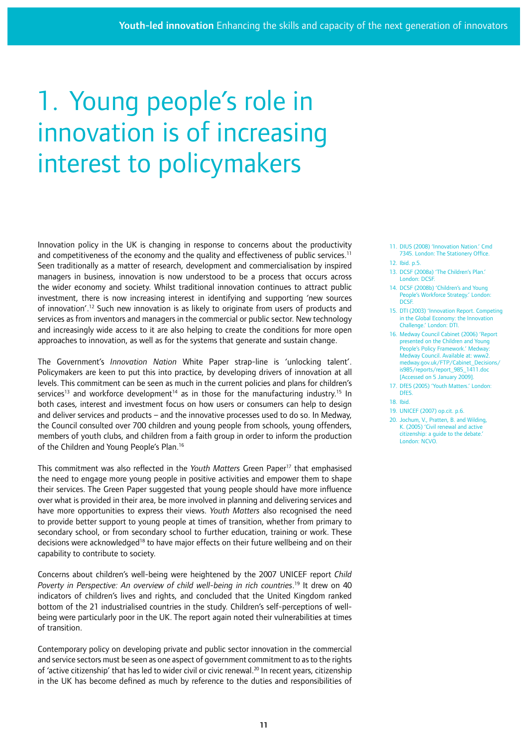# 1. Young people's role in innovation is of increasing interest to policymakers

Innovation policy in the UK is changing in response to concerns about the productivity and competitiveness of the economy and the quality and effectiveness of public services.[11] Seen traditionally as a matter of research, development and commercialisation by inspired managers in business, innovation is now understood to be a process that occurs across the wider economy and society. Whilst traditional innovation continues to attract public investment, there is now increasing interest in identifying and supporting 'new sources of innovation'.[12] Such new innovation is as likely to originate from users of products and services as from inventors and managers in the commercial or public sector. New technology and increasingly wide access to it are also helping to create the conditions for more open approaches to innovation, as well as for the systems that generate and sustain change.

The Government's *Innovation Nation* White Paper strap-line is 'unlocking talent'. Policymakers are keen to put this into practice, by developing drivers of innovation at all levels. This commitment can be seen as much in the current policies and plans for children's services[13] and workforce development[14] as in those for the manufacturing industry.[15] In both cases, interest and investment focus on how users or consumers can help to design and deliver services and products – and the innovative processes used to do so. In Medway, the Council consulted over 700 children and young people from schools, young offenders, members of youth clubs, and children from a faith group in order to inform the production of the Children and Young People's Plan.[16]

This commitment was also reflected in the *Youth Matters* Green Paper[17] that emphasised the need to engage more young people in positive activities and empower them to shape their services. The Green Paper suggested that young people should have more influence over what is provided in their area, be more involved in planning and delivering services and have more opportunities to express their views. *Youth Matters* also recognised the need to provide better support to young people at times of transition, whether from primary to secondary school, or from secondary school to further education, training or work. These decisions were acknowledged[18] to have major effects on their future wellbeing and on their capability to contribute to society.

Concerns about children's well-being were heightened by the 2007 UNICEF report *Child Poverty in Perspective: An overview of child well-being in rich countries*.[19] It drew on 40 indicators of children's lives and rights, and concluded that the United Kingdom ranked bottom of the 21 industrialised countries in the study. Children's self-perceptions of well-being were particularly poor in the UK. The report again noted their vulnerabilities at times of transition.

Contemporary policy on developing private and public sector innovation in the commercial and service sectors must be seen as one aspect of government commitment to as to the rights of 'active citizenship' that has led to wider civil or civic renewal.[20] In recent years, citizenship in the UK has become defined as much by reference to the duties and responsibilities of

11. DIUS (2008) 'Innovation Nation.' Cmd 7345. London: The Stationery Office.
12. Ibid. p.5.
13. DCSF (2008a) 'The Children's Plan.' London: DCSF.
14. DCSF (2008b) 'Children's and Young People's Workforce Strategy.' London: DCSF.
15. DTI (2003) 'Innovation Report. Competing in the Global Economy: the Innovation Challenge.' London: DTI.
16. Medway Council Cabinet (2006) 'Report presented on the Children and Young People's Policy Framework.' Medway: Medway Council. Available at: www2.medway.gov.uk/FTP/Cabinet_Decisions/is985/reports/report_985_1411.doc [Accessed on 5 January 2009].
17. DfES (2005) 'Youth Matters.' London: DfES.
18. Ibid.
19. UNICEF (2007) op.cit. p.6.
20. Jochum, V., Pratten, B. and Wilding, K. (2005) 'Civil renewal and active citizenship: a guide to the debate.' London: NCVO.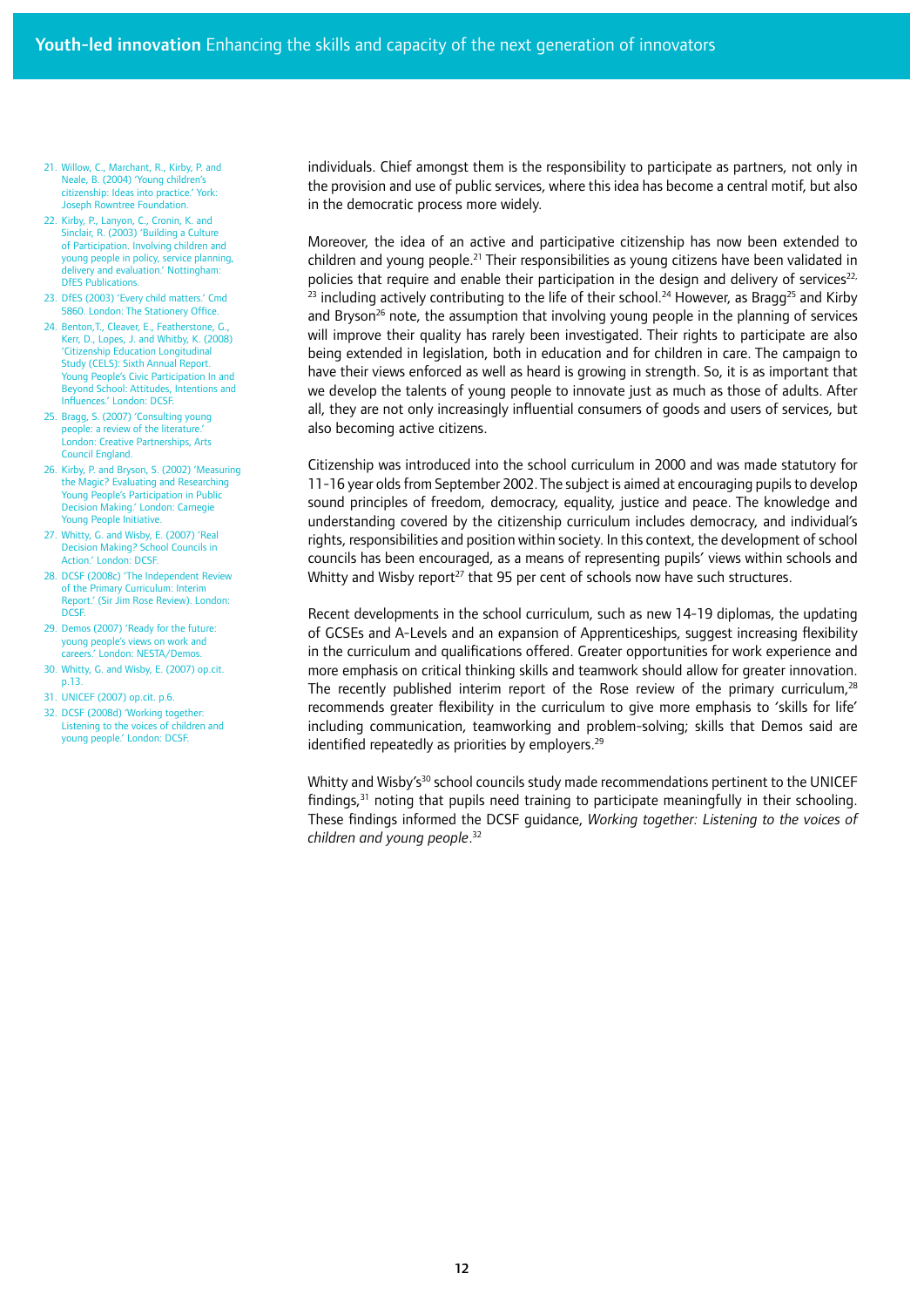individuals. Chief amongst them is the responsibility to participate as partners, not only in the provision and use of public services, where this idea has become a central motif, but also in the democratic process more widely.

Moreover, the idea of an active and participative citizenship has now been extended to children and young people.[21] Their responsibilities as young citizens have been validated in policies that require and enable their participation in the design and delivery of services[22,23] including actively contributing to the life of their school.[24] However, as Bragg[25] and Kirby and Bryson[26] note, the assumption that involving young people in the planning of services will improve their quality has rarely been investigated. Their rights to participate are also being extended in legislation, both in education and for children in care. The campaign to have their views enforced as well as heard is growing in strength. So, it is as important that we develop the talents of young people to innovate just as much as those of adults. After all, they are not only increasingly influential consumers of goods and users of services, but also becoming active citizens.

Citizenship was introduced into the school curriculum in 2000 and was made statutory for 11-16 year olds from September 2002. The subject is aimed at encouraging pupils to develop sound principles of freedom, democracy, equality, justice and peace. The knowledge and understanding covered by the citizenship curriculum includes democracy, and individual's rights, responsibilities and position within society. In this context, the development of school councils has been encouraged, as a means of representing pupils' views within schools and Whitty and Wisby report[27] that 95 per cent of schools now have such structures.

Recent developments in the school curriculum, such as new 14-19 diplomas, the updating of GCSEs and A-Levels and an expansion of Apprenticeships, suggest increasing flexibility in the curriculum and qualifications offered. Greater opportunities for work experience and more emphasis on critical thinking skills and teamwork should allow for greater innovation. The recently published interim report of the Rose review of the primary curriculum,[28] recommends greater flexibility in the curriculum to give more emphasis to 'skills for life' including communication, teamworking and problem-solving; skills that Demos said are identified repeatedly as priorities by employers.[29]

Whitty and Wisby's[30] school councils study made recommendations pertinent to the UNICEF findings,[31] noting that pupils need training to participate meaningfully in their schooling. These findings informed the DCSF guidance, *Working together: Listening to the voices of children and young people*.[32]

21. Willow, C., Marchant, R., Kirby, P. and Neale, B. (2004) 'Young children's citizenship: Ideas into practice.' York: Joseph Rowntree Foundation.
22. Kirby, P., Lanyon, C., Cronin, K. and Sinclair, R. (2003) 'Building a Culture of Participation. Involving children and young people in policy, service planning, delivery and evaluation.' Nottingham: DfES Publications.
23. DfES (2003) 'Every child matters.' Cmd 5860. London: The Stationery Office.
24. Benton,T., Cleaver, E., Featherstone, G., Kerr, D., Lopes, J. and Whitby, K. (2008) 'Citizenship Education Longitudinal Study (CELS): Sixth Annual Report. Young People's Civic Participation In and Beyond School: Attitudes, Intentions and Influences.' London: DCSF.
25. Bragg, S. (2007) 'Consulting young people: a review of the literature.' London: Creative Partnerships, Arts Council England.
26. Kirby, P. and Bryson, S. (2002) 'Measuring the Magic? Evaluating and Researching Young People's Participation in Public Decision Making.' London: Carnegie Young People Initiative.
27. Whitty, G. and Wisby, E. (2007) 'Real Decision Making? School Councils in Action.' London: DCSF.
28. DCSF (2008c) 'The Independent Review of the Primary Curriculum: Interim Report.' (Sir Jim Rose Review). London: DCSF.
29. Demos (2007) 'Ready for the future: young people's views on work and careers.' London: NESTA/Demos.
30. Whitty, G. and Wisby, E. (2007) op.cit. p.13.
31. UNICEF (2007) op.cit. p.6.
32. DCSF (2008d) 'Working together: Listening to the voices of children and young people.' London: DCSF.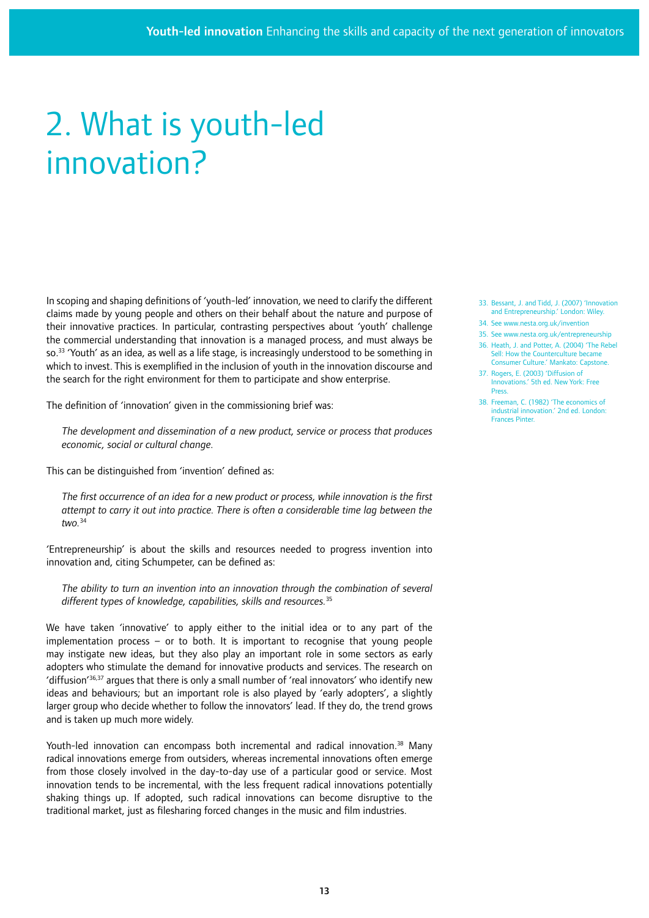# 2. What is youth-led innovation?

In scoping and shaping definitions of 'youth-led' innovation, we need to clarify the different claims made by young people and others on their behalf about the nature and purpose of their innovative practices. In particular, contrasting perspectives about 'youth' challenge the commercial understanding that innovation is a managed process, and must always be so.[33] 'Youth' as an idea, as well as a life stage, is increasingly understood to be something in which to invest. This is exemplified in the inclusion of youth in the innovation discourse and the search for the right environment for them to participate and show enterprise.

The definition of 'innovation' given in the commissioning brief was:

> *The development and dissemination of a new product, service or process that produces economic, social or cultural change.*

This can be distinguished from 'invention' defined as:

> *The first occurrence of an idea for a new product or process, while innovation is the first attempt to carry it out into practice. There is often a considerable time lag between the two.*[34]

'Entrepreneurship' is about the skills and resources needed to progress invention into innovation and, citing Schumpeter, can be defined as:

> *The ability to turn an invention into an innovation through the combination of several different types of knowledge, capabilities, skills and resources.*[35]

We have taken 'innovative' to apply either to the initial idea or to any part of the implementation process – or to both. It is important to recognise that young people may instigate new ideas, but they also play an important role in some sectors as early adopters who stimulate the demand for innovative products and services. The research on 'diffusion'[36,37] argues that there is only a small number of 'real innovators' who identify new ideas and behaviours; but an important role is also played by 'early adopters', a slightly larger group who decide whether to follow the innovators' lead. If they do, the trend grows and is taken up much more widely.

Youth-led innovation can encompass both incremental and radical innovation.[38] Many radical innovations emerge from outsiders, whereas incremental innovations often emerge from those closely involved in the day-to-day use of a particular good or service. Most innovation tends to be incremental, with the less frequent radical innovations potentially shaking things up. If adopted, such radical innovations can become disruptive to the traditional market, just as filesharing forced changes in the music and film industries.

33. Bessant, J. and Tidd, J. (2007) 'Innovation and Entrepreneurship.' London: Wiley.
34. See www.nesta.org.uk/invention
35. See www.nesta.org.uk/entrepreneurship
36. Heath, J. and Potter, A. (2004) 'The Rebel Sell: How the Counterculture became Consumer Culture.' Mankato: Capstone.
37. Rogers, E. (2003) 'Diffusion of Innovations.' 5th ed. New York: Free Press.
38. Freeman, C. (1982) 'The economics of industrial innovation.' 2nd ed. London: Frances Pinter.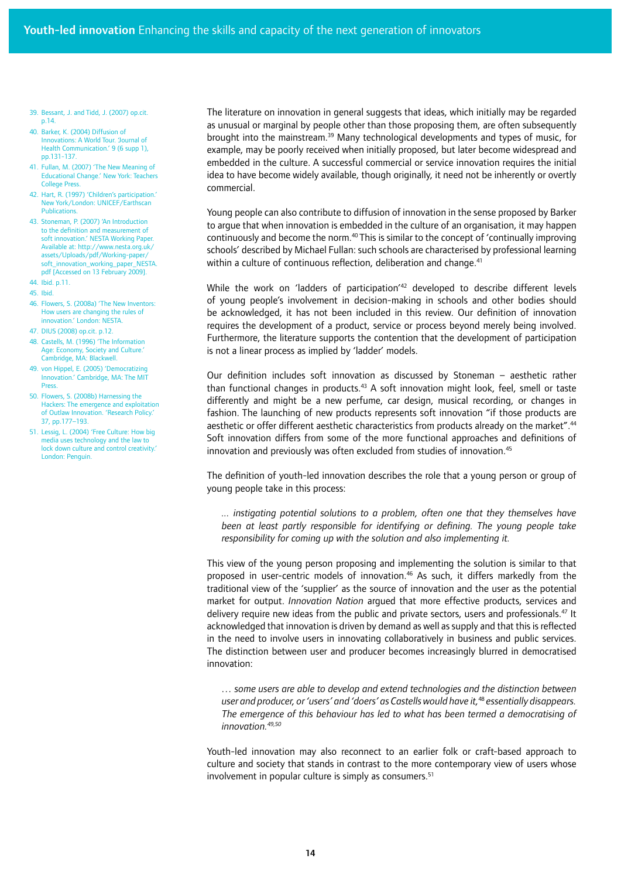The literature on innovation in general suggests that ideas, which initially may be regarded as unusual or marginal by people other than those proposing them, are often subsequently brought into the mainstream.[39] Many technological developments and types of music, for example, may be poorly received when initially proposed, but later become widespread and embedded in the culture. A successful commercial or service innovation requires the initial idea to have become widely available, though originally, it need not be inherently or overtly commercial.

Young people can also contribute to diffusion of innovation in the sense proposed by Barker to argue that when innovation is embedded in the culture of an organisation, it may happen continuously and become the norm.[40] This is similar to the concept of 'continually improving schools' described by Michael Fullan: such schools are characterised by professional learning within a culture of continuous reflection, deliberation and change.[41]

While the work on 'ladders of participation'[42] developed to describe different levels of young people's involvement in decision-making in schools and other bodies should be acknowledged, it has not been included in this review. Our definition of innovation requires the development of a product, service or process beyond merely being involved. Furthermore, the literature supports the contention that the development of participation is not a linear process as implied by 'ladder' models.

Our definition includes soft innovation as discussed by Stoneman – aesthetic rather than functional changes in products.[43] A soft innovation might look, feel, smell or taste differently and might be a new perfume, car design, musical recording, or changes in fashion. The launching of new products represents soft innovation "if those products are aesthetic or offer different aesthetic characteristics from products already on the market".[44] Soft innovation differs from some of the more functional approaches and definitions of innovation and previously was often excluded from studies of innovation.[45]

The definition of youth-led innovation describes the role that a young person or group of young people take in this process:

> *... instigating potential solutions to a problem, often one that they themselves have been at least partly responsible for identifying or defining. The young people take responsibility for coming up with the solution and also implementing it.*

This view of the young person proposing and implementing the solution is similar to that proposed in user-centric models of innovation.[46] As such, it differs markedly from the traditional view of the 'supplier' as the source of innovation and the user as the potential market for output. *Innovation Nation* argued that more effective products, services and delivery require new ideas from the public and private sectors, users and professionals.[47] It acknowledged that innovation is driven by demand as well as supply and that this is reflected in the need to involve users in innovating collaboratively in business and public services. The distinction between user and producer becomes increasingly blurred in democratised innovation:

> *… some users are able to develop and extend technologies and the distinction between user and producer, or 'users' and 'doers' as Castells would have it,[48] essentially disappears. The emergence of this behaviour has led to what has been termed a democratising of innovation.[49,50]*

Youth-led innovation may also reconnect to an earlier folk or craft-based approach to culture and society that stands in contrast to the more contemporary view of users whose involvement in popular culture is simply as consumers.[51]

39. Bessant, J. and Tidd, J. (2007) op.cit. p.14.
40. Barker, K. (2004) Diffusion of Innovations: A World Tour. 'Journal of Health Communication.' 9 (6 supp 1), pp.131-137.
41. Fullan, M. (2007) 'The New Meaning of Educational Change.' New York: Teachers College Press.
42. Hart, R. (1997) 'Children's participation.' New York/London: UNICEF/Earthscan Publications.
43. Stoneman, P. (2007) 'An Introduction to the definition and measurement of soft innovation.' NESTA Working Paper. Available at: http://www.nesta.org.uk/assets/Uploads/pdf/Working-paper/soft_innovation_working_paper_NESTA.pdf [Accessed on 13 February 2009].
44. Ibid. p.11.
45. Ibid.
46. Flowers, S. (2008a) 'The New Inventors: How users are changing the rules of innovation.' London: NESTA.
47. DIUS (2008) op.cit. p.12.
48. Castells, M. (1996) 'The Information Age: Economy, Society and Culture.' Cambridge, MA: Blackwell.
49. von Hippel, E. (2005) 'Democratizing Innovation.' Cambridge, MA: The MIT Press.
50. Flowers, S. (2008b) Harnessing the Hackers: The emergence and exploitation of Outlaw Innovation. 'Research Policy.' 37, pp.177–193.
51. Lessig, L. (2004) 'Free Culture: How big media uses technology and the law to lock down culture and control creativity.' London: Penguin.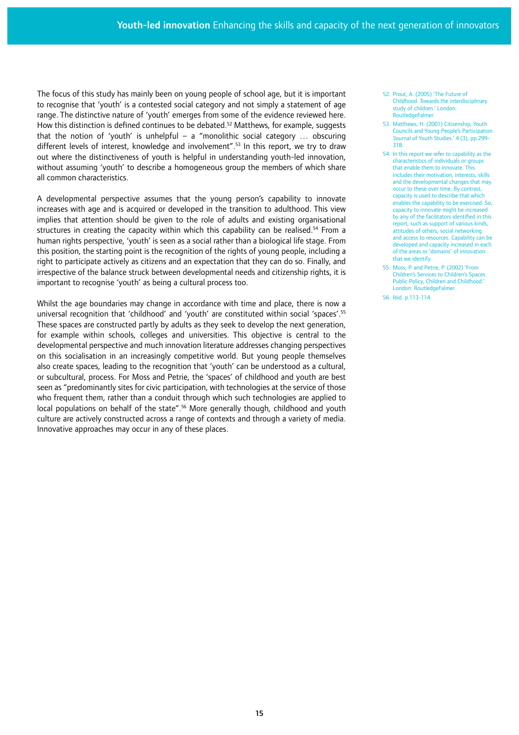The focus of this study has mainly been on young people of school age, but it is important to recognise that 'youth' is a contested social category and not simply a statement of age range. The distinctive nature of 'youth' emerges from some of the evidence reviewed here. How this distinction is defined continues to be debated.[52] Matthews, for example, suggests that the notion of 'youth' is unhelpful – a "monolithic social category … obscuring different levels of interest, knowledge and involvement".[53] In this report, we try to draw out where the distinctiveness of youth is helpful in understanding youth-led innovation, without assuming 'youth' to describe a homogeneous group the members of which share all common characteristics.

A developmental perspective assumes that the young person's capability to innovate increases with age and is acquired or developed in the transition to adulthood. This view implies that attention should be given to the role of adults and existing organisational structures in creating the capacity within which this capability can be realised.[54] From a human rights perspective, 'youth' is seen as a social rather than a biological life stage. From this position, the starting point is the recognition of the rights of young people, including a right to participate actively as citizens and an expectation that they can do so. Finally, and irrespective of the balance struck between developmental needs and citizenship rights, it is important to recognise 'youth' as being a cultural process too.

Whilst the age boundaries may change in accordance with time and place, there is now a universal recognition that 'childhood' and 'youth' are constituted within social 'spaces'.[55] These spaces are constructed partly by adults as they seek to develop the next generation, for example within schools, colleges and universities. This objective is central to the developmental perspective and much innovation literature addresses changing perspectives on this socialisation in an increasingly competitive world. But young people themselves also create spaces, leading to the recognition that 'youth' can be understood as a cultural, or subcultural, process. For Moss and Petrie, the 'spaces' of childhood and youth are best seen as "predominantly sites for civic participation, with technologies at the service of those who frequent them, rather than a conduit through which such technologies are applied to local populations on behalf of the state".[56] More generally though, childhood and youth culture are actively constructed across a range of contexts and through a variety of media. Innovative approaches may occur in any of these places.

52. Prout, A. (2005) 'The Future of Childhood. Towards the interdisciplinary study of children.' London: RoutledgeFalmer.

53. Matthews, H. (2001) Citizenship, Youth Councils and Young People's Participation. 'Journal of Youth Studies.' 4 (3), pp.299-318.

54. In this report we refer to capability as the characteristics of individuals or groups that enable them to innovate. This includes their motivation, interests, skills and the developmental changes that may occur to these over time. By contrast, capacity is used to describe that which enables the capability to be exercised. So, capacity to innovate might be increased by any of the facilitators identified in this report, such as support of various kinds, attitudes of others, social networking and access to resources. Capability can be developed and capacity increased in each of the areas or 'domains' of innovation that we identify.

55. Moss, P. and Petrie, P. (2002) 'From Children's Services to Children's Spaces: Public Policy, Children and Childhood.' London: RoutledgeFalmer.

56. Ibid. p.113-114.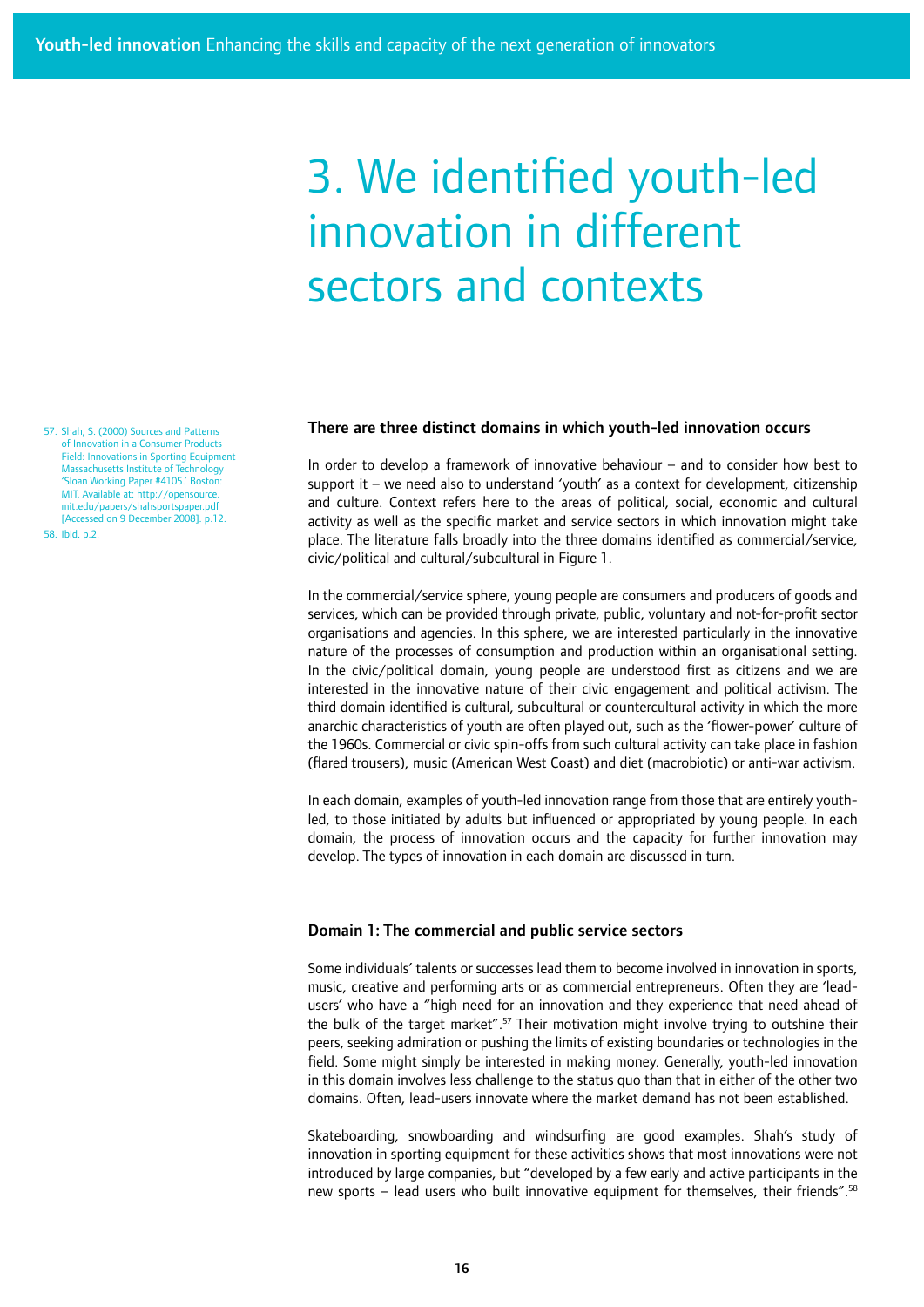// 3. We identified youth-led innovation in different sectors and contexts

# 3. We identified youth-led innovation in different sectors and contexts

### There are three distinct domains in which youth-led innovation occurs

In order to develop a framework of innovative behaviour – and to consider how best to support it – we need also to understand 'youth' as a context for development, citizenship and culture. Context refers here to the areas of political, social, economic and cultural activity as well as the specific market and service sectors in which innovation might take place. The literature falls broadly into the three domains identified as commercial/service, civic/political and cultural/subcultural in Figure 1.

In the commercial/service sphere, young people are consumers and producers of goods and services, which can be provided through private, public, voluntary and not-for-profit sector organisations and agencies. In this sphere, we are interested particularly in the innovative nature of the processes of consumption and production within an organisational setting. In the civic/political domain, young people are understood first as citizens and we are interested in the innovative nature of their civic engagement and political activism. The third domain identified is cultural, subcultural or countercultural activity in which the more anarchic characteristics of youth are often played out, such as the 'flower-power' culture of the 1960s. Commercial or civic spin-offs from such cultural activity can take place in fashion (flared trousers), music (American West Coast) and diet (macrobiotic) or anti-war activism.

In each domain, examples of youth-led innovation range from those that are entirely youth-led, to those initiated by adults but influenced or appropriated by young people. In each domain, the process of innovation occurs and the capacity for further innovation may develop. The types of innovation in each domain are discussed in turn.

### Domain 1: The commercial and public service sectors

Some individuals' talents or successes lead them to become involved in innovation in sports, music, creative and performing arts or as commercial entrepreneurs. Often they are 'lead-users' who have a "high need for an innovation and they experience that need ahead of the bulk of the target market".[57] Their motivation might involve trying to outshine their peers, seeking admiration or pushing the limits of existing boundaries or technologies in the field. Some might simply be interested in making money. Generally, youth-led innovation in this domain involves less challenge to the status quo than that in either of the other two domains. Often, lead-users innovate where the market demand has not been established.

Skateboarding, snowboarding and windsurfing are good examples. Shah's study of innovation in sporting equipment for these activities shows that most innovations were not introduced by large companies, but "developed by a few early and active participants in the new sports – lead users who built innovative equipment for themselves, their friends".[58]

---

57. Shah, S. (2000) Sources and Patterns of Innovation in a Consumer Products Field: Innovations in Sporting Equipment Massachusetts Institute of Technology 'Sloan Working Paper #4105.' Boston: MIT. Available at: http://opensource.mit.edu/papers/shahsportspaper.pdf [Accessed on 9 December 2008]. p.12.

58. Ibid. p.2.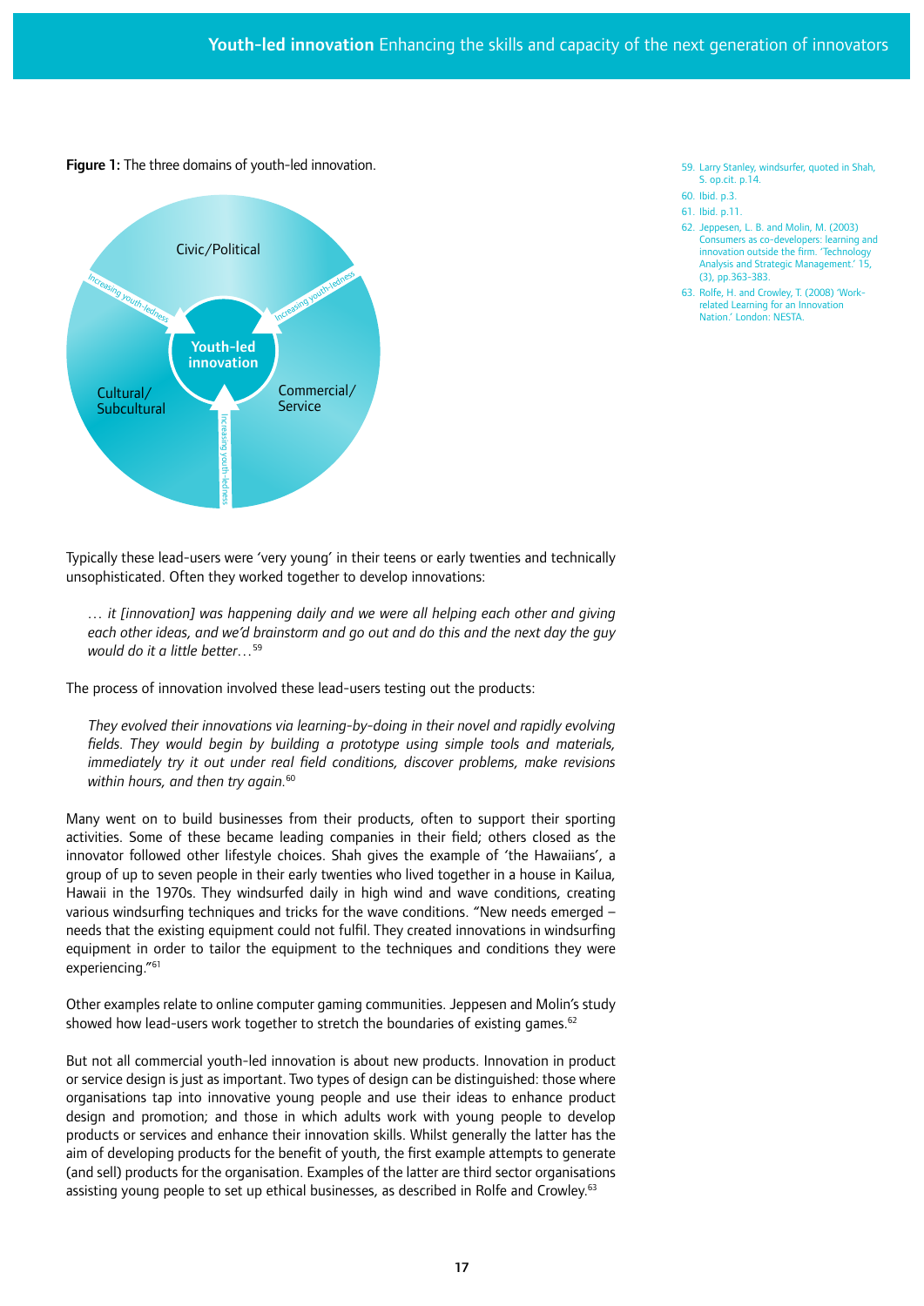**Figure 1:** The three domains of youth-led innovation.

Civic/Political

Cultural/ Subcultural

Commercial/ Service

Youth-led innovation

Increasing youth-ledness

Typically these lead-users were 'very young' in their teens or early twenties and technically unsophisticated. Often they worked together to develop innovations:

> *… it [innovation] was happening daily and we were all helping each other and giving each other ideas, and we'd brainstorm and go out and do this and the next day the guy would do it a little better…*[59]

The process of innovation involved these lead-users testing out the products:

> *They evolved their innovations via learning-by-doing in their novel and rapidly evolving fields. They would begin by building a prototype using simple tools and materials, immediately try it out under real field conditions, discover problems, make revisions within hours, and then try again.*[60]

Many went on to build businesses from their products, often to support their sporting activities. Some of these became leading companies in their field; others closed as the innovator followed other lifestyle choices. Shah gives the example of 'the Hawaiians', a group of up to seven people in their early twenties who lived together in a house in Kailua, Hawaii in the 1970s. They windsurfed daily in high wind and wave conditions, creating various windsurfing techniques and tricks for the wave conditions. "New needs emerged – needs that the existing equipment could not fulfil. They created innovations in windsurfing equipment in order to tailor the equipment to the techniques and conditions they were experiencing."[61]

Other examples relate to online computer gaming communities. Jeppesen and Molin's study showed how lead-users work together to stretch the boundaries of existing games.[62]

But not all commercial youth-led innovation is about new products. Innovation in product or service design is just as important. Two types of design can be distinguished: those where organisations tap into innovative young people and use their ideas to enhance product design and promotion; and those in which adults work with young people to develop products or services and enhance their innovation skills. Whilst generally the latter has the aim of developing products for the benefit of youth, the first example attempts to generate (and sell) products for the organisation. Examples of the latter are third sector organisations assisting young people to set up ethical businesses, as described in Rolfe and Crowley.[63]

59. Larry Stanley, windsurfer, quoted in Shah, S. op.cit. p.14.
60. Ibid. p.3.
61. Ibid. p.11.
62. Jeppesen, L. B. and Molin, M. (2003) Consumers as co-developers: learning and innovation outside the firm. 'Technology Analysis and Strategic Management.' 15, (3), pp.363-383.
63. Rolfe, H. and Crowley, T. (2008) 'Work-related Learning for an Innovation Nation.' London: NESTA.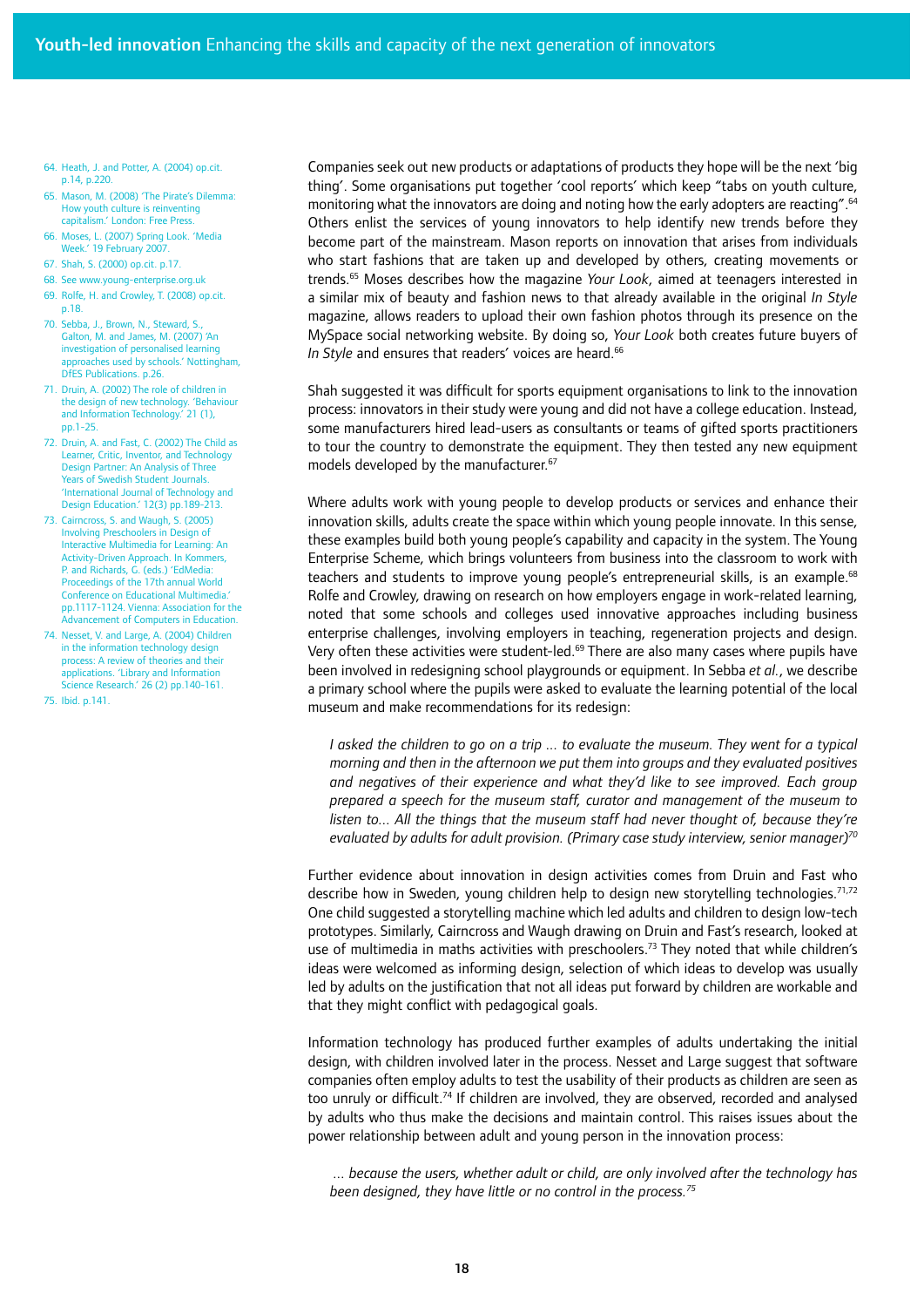Companies seek out new products or adaptations of products they hope will be the next 'big thing'. Some organisations put together 'cool reports' which keep "tabs on youth culture, monitoring what the innovators are doing and noting how the early adopters are reacting".[64] Others enlist the services of young innovators to help identify new trends before they become part of the mainstream. Mason reports on innovation that arises from individuals who start fashions that are taken up and developed by others, creating movements or trends.[65] Moses describes how the magazine *Your Look*, aimed at teenagers interested in a similar mix of beauty and fashion news to that already available in the original *In Style* magazine, allows readers to upload their own fashion photos through its presence on the MySpace social networking website. By doing so, *Your Look* both creates future buyers of *In Style* and ensures that readers' voices are heard.[66]

Shah suggested it was difficult for sports equipment organisations to link to the innovation process: innovators in their study were young and did not have a college education. Instead, some manufacturers hired lead-users as consultants or teams of gifted sports practitioners to tour the country to demonstrate the equipment. They then tested any new equipment models developed by the manufacturer.[67]

Where adults work with young people to develop products or services and enhance their innovation skills, adults create the space within which young people innovate. In this sense, these examples build both young people's capability and capacity in the system. The Young Enterprise Scheme, which brings volunteers from business into the classroom to work with teachers and students to improve young people's entrepreneurial skills, is an example.[68] Rolfe and Crowley, drawing on research on how employers engage in work-related learning, noted that some schools and colleges used innovative approaches including business enterprise challenges, involving employers in teaching, regeneration projects and design. Very often these activities were student-led.[69] There are also many cases where pupils have been involved in redesigning school playgrounds or equipment. In Sebba *et al.*, we describe a primary school where the pupils were asked to evaluate the learning potential of the local museum and make recommendations for its redesign:

> *I asked the children to go on a trip ... to evaluate the museum. They went for a typical morning and then in the afternoon we put them into groups and they evaluated positives and negatives of their experience and what they'd like to see improved. Each group prepared a speech for the museum staff, curator and management of the museum to listen to... All the things that the museum staff had never thought of, because they're evaluated by adults for adult provision. (Primary case study interview, senior manager)*[70]

Further evidence about innovation in design activities comes from Druin and Fast who describe how in Sweden, young children help to design new storytelling technologies.[71,72] One child suggested a storytelling machine which led adults and children to design low-tech prototypes. Similarly, Cairncross and Waugh drawing on Druin and Fast's research, looked at use of multimedia in maths activities with preschoolers.[73] They noted that while children's ideas were welcomed as informing design, selection of which ideas to develop was usually led by adults on the justification that not all ideas put forward by children are workable and that they might conflict with pedagogical goals.

Information technology has produced further examples of adults undertaking the initial design, with children involved later in the process. Nesset and Large suggest that software companies often employ adults to test the usability of their products as children are seen as too unruly or difficult.[74] If children are involved, they are observed, recorded and analysed by adults who thus make the decisions and maintain control. This raises issues about the power relationship between adult and young person in the innovation process:

> *... because the users, whether adult or child, are only involved after the technology has been designed, they have little or no control in the process.*[75]

64. Heath, J. and Potter, A. (2004) op.cit. p.14, p.220.
65. Mason, M. (2008) 'The Pirate's Dilemma: How youth culture is reinventing capitalism.' London: Free Press.
66. Moses, L. (2007) Spring Look. 'Media Week.' 19 February 2007.
67. Shah, S. (2000) op.cit. p.17.
68. See www.young-enterprise.org.uk
69. Rolfe, H. and Crowley, T. (2008) op.cit. p.18.
70. Sebba, J., Brown, N., Steward, S., Galton, M. and James, M. (2007) 'An investigation of personalised learning approaches used by schools.' Nottingham, DfES Publications. p.26.
71. Druin, A. (2002) The role of children in the design of new technology. 'Behaviour and Information Technology.' 21 (1), pp.1-25.
72. Druin, A. and Fast, C. (2002) The Child as Learner, Critic, Inventor, and Technology Design Partner: An Analysis of Three Years of Swedish Student Journals. 'International Journal of Technology and Design Education.' 12(3) pp.189-213.
73. Cairncross, S. and Waugh, S. (2005) Involving Preschoolers in Design of Interactive Multimedia for Learning: An Activity-Driven Approach. In Kommers, P. and Richards, G. (eds.) 'EdMedia: Proceedings of the 17th annual World Conference on Educational Multimedia.' pp.1117-1124. Vienna: Association for the Advancement of Computers in Education.
74. Nesset, V. and Large, A. (2004) Children in the information technology design process: A review of theories and their applications. 'Library and Information Science Research.' 26 (2) pp.140-161.
75. Ibid. p.141.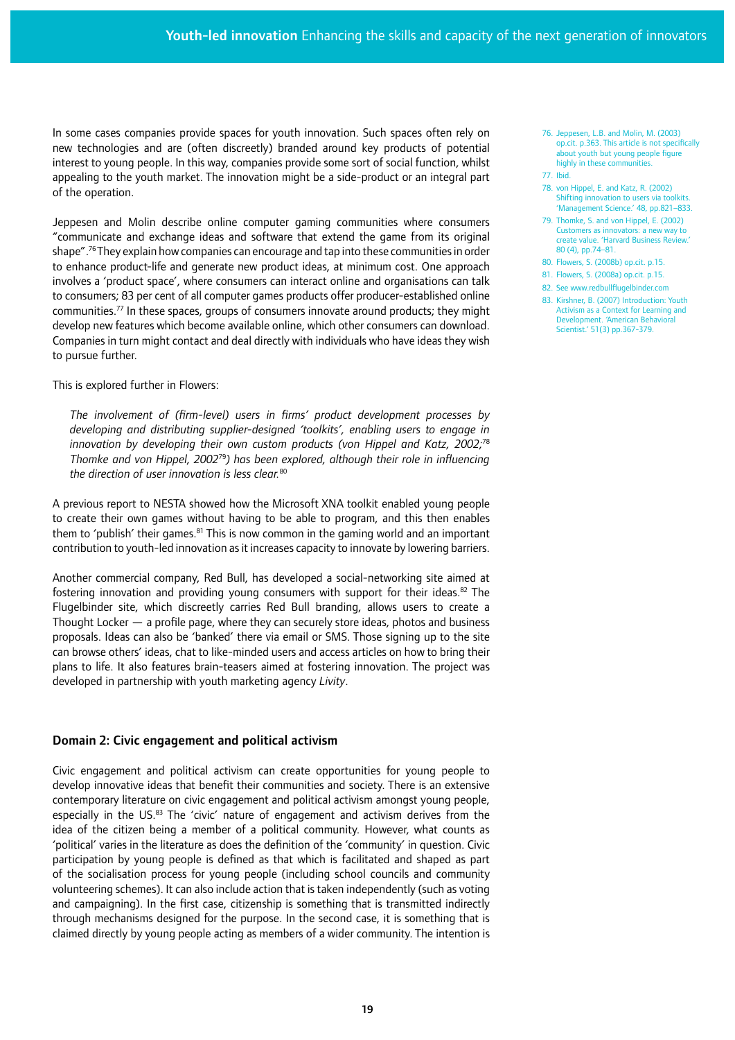In some cases companies provide spaces for youth innovation. Such spaces often rely on new technologies and are (often discreetly) branded around key products of potential interest to young people. In this way, companies provide some sort of social function, whilst appealing to the youth market. The innovation might be a side-product or an integral part of the operation.

Jeppesen and Molin describe online computer gaming communities where consumers "communicate and exchange ideas and software that extend the game from its original shape".[76] They explain how companies can encourage and tap into these communities in order to enhance product-life and generate new product ideas, at minimum cost. One approach involves a 'product space', where consumers can interact online and organisations can talk to consumers; 83 per cent of all computer games products offer producer-established online communities.[77] In these spaces, groups of consumers innovate around products; they might develop new features which become available online, which other consumers can download. Companies in turn might contact and deal directly with individuals who have ideas they wish to pursue further.

This is explored further in Flowers:

> *The involvement of (firm-level) users in firms' product development processes by developing and distributing supplier-designed 'toolkits', enabling users to engage in innovation by developing their own custom products (von Hippel and Katz, 2002;[78] Thomke and von Hippel, 2002[79]) has been explored, although their role in influencing the direction of user innovation is less clear.*[80]

A previous report to NESTA showed how the Microsoft XNA toolkit enabled young people to create their own games without having to be able to program, and this then enables them to 'publish' their games.[81] This is now common in the gaming world and an important contribution to youth-led innovation as it increases capacity to innovate by lowering barriers.

Another commercial company, Red Bull, has developed a social-networking site aimed at fostering innovation and providing young consumers with support for their ideas.[82] The Flugelbinder site, which discreetly carries Red Bull branding, allows users to create a Thought Locker — a profile page, where they can securely store ideas, photos and business proposals. Ideas can also be 'banked' there via email or SMS. Those signing up to the site can browse others' ideas, chat to like-minded users and access articles on how to bring their plans to life. It also features brain-teasers aimed at fostering innovation. The project was developed in partnership with youth marketing agency *Livity*.

### Domain 2: Civic engagement and political activism

Civic engagement and political activism can create opportunities for young people to develop innovative ideas that benefit their communities and society. There is an extensive contemporary literature on civic engagement and political activism amongst young people, especially in the US.[83] The 'civic' nature of engagement and activism derives from the idea of the citizen being a member of a political community. However, what counts as 'political' varies in the literature as does the definition of the 'community' in question. Civic participation by young people is defined as that which is facilitated and shaped as part of the socialisation process for young people (including school councils and community volunteering schemes). It can also include action that is taken independently (such as voting and campaigning). In the first case, citizenship is something that is transmitted indirectly through mechanisms designed for the purpose. In the second case, it is something that is claimed directly by young people acting as members of a wider community. The intention is

76. Jeppesen, L.B. and Molin, M. (2003) op.cit. p.363. This article is not specifically about youth but young people figure highly in these communities.
77. Ibid.
78. von Hippel, E. and Katz, R. (2002) Shifting innovation to users via toolkits. 'Management Science.' 48, pp.821–833.
79. Thomke, S. and von Hippel, E. (2002) Customers as innovators: a new way to create value. 'Harvard Business Review.' 80 (4), pp.74–81.
80. Flowers, S. (2008b) op.cit. p.15.
81. Flowers, S. (2008a) op.cit. p.15.
82. See www.redbullflugelbinder.com
83. Kirshner, B. (2007) Introduction: Youth Activism as a Context for Learning and Development. 'American Behavioral Scientist.' 51(3) pp.367-379.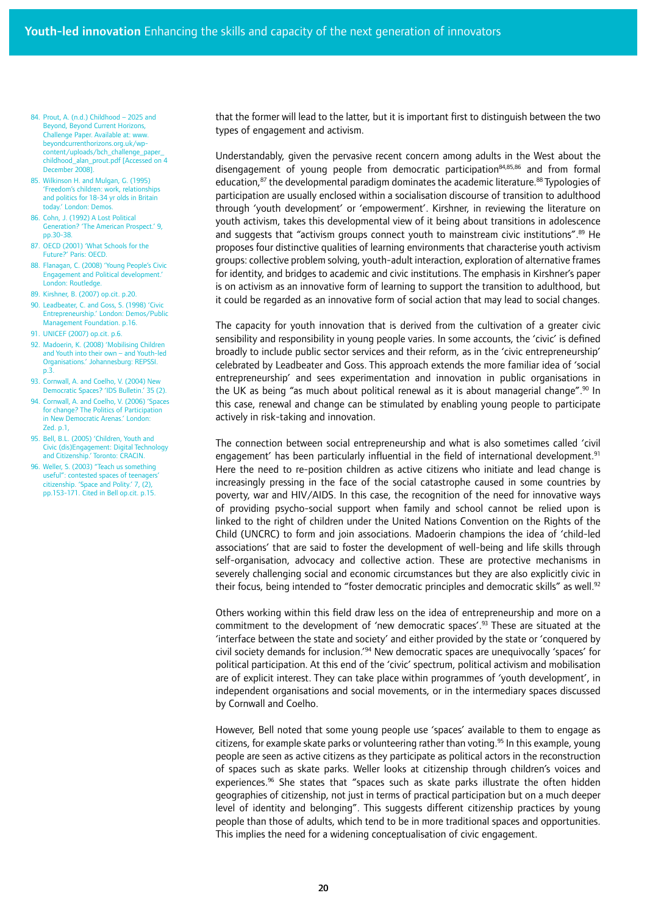that the former will lead to the latter, but it is important first to distinguish between the two types of engagement and activism.

Understandably, given the pervasive recent concern among adults in the West about the disengagement of young people from democratic participation[84,85,86] and from formal education,[87] the developmental paradigm dominates the academic literature.[88] Typologies of participation are usually enclosed within a socialisation discourse of transition to adulthood through 'youth development' or 'empowerment'. Kirshner, in reviewing the literature on youth activism, takes this developmental view of it being about transitions in adolescence and suggests that "activism groups connect youth to mainstream civic institutions".[89] He proposes four distinctive qualities of learning environments that characterise youth activism groups: collective problem solving, youth-adult interaction, exploration of alternative frames for identity, and bridges to academic and civic institutions. The emphasis in Kirshner's paper is on activism as an innovative form of learning to support the transition to adulthood, but it could be regarded as an innovative form of social action that may lead to social changes.

The capacity for youth innovation that is derived from the cultivation of a greater civic sensibility and responsibility in young people varies. In some accounts, the 'civic' is defined broadly to include public sector services and their reform, as in the 'civic entrepreneurship' celebrated by Leadbeater and Goss. This approach extends the more familiar idea of 'social entrepreneurship' and sees experimentation and innovation in public organisations in the UK as being "as much about political renewal as it is about managerial change".[90] In this case, renewal and change can be stimulated by enabling young people to participate actively in risk-taking and innovation.

The connection between social entrepreneurship and what is also sometimes called 'civil engagement' has been particularly influential in the field of international development.[91] Here the need to re-position children as active citizens who initiate and lead change is increasingly pressing in the face of the social catastrophe caused in some countries by poverty, war and HIV/AIDS. In this case, the recognition of the need for innovative ways of providing psycho-social support when family and school cannot be relied upon is linked to the right of children under the United Nations Convention on the Rights of the Child (UNCRC) to form and join associations. Madoerin champions the idea of 'child-led associations' that are said to foster the development of well-being and life skills through self-organisation, advocacy and collective action. These are protective mechanisms in severely challenging social and economic circumstances but they are also explicitly civic in their focus, being intended to "foster democratic principles and democratic skills" as well.[92]

Others working within this field draw less on the idea of entrepreneurship and more on a commitment to the development of 'new democratic spaces'.[93] These are situated at the 'interface between the state and society' and either provided by the state or 'conquered by civil society demands for inclusion.'[94] New democratic spaces are unequivocally 'spaces' for political participation. At this end of the 'civic' spectrum, political activism and mobilisation are of explicit interest. They can take place within programmes of 'youth development', in independent organisations and social movements, or in the intermediary spaces discussed by Cornwall and Coelho.

However, Bell noted that some young people use 'spaces' available to them to engage as citizens, for example skate parks or volunteering rather than voting.[95] In this example, young people are seen as active citizens as they participate as political actors in the reconstruction of spaces such as skate parks. Weller looks at citizenship through children's voices and experiences.[96] She states that "spaces such as skate parks illustrate the often hidden geographies of citizenship, not just in terms of practical participation but on a much deeper level of identity and belonging". This suggests different citizenship practices by young people than those of adults, which tend to be in more traditional spaces and opportunities. This implies the need for a widening conceptualisation of civic engagement.

84. Prout, A. (n.d.) Childhood – 2025 and Beyond, Beyond Current Horizons, Challenge Paper. Available at: www.beyondcurrenthorizons.org.uk/wp-content/uploads/bch_challenge_paper_childhood_alan_prout.pdf [Accessed on 4 December 2008].
85. Wilkinson H. and Mulgan, G. (1995) 'Freedom's children: work, relationships and politics for 18-34 yr olds in Britain today.' London: Demos.
86. Cohn, J. (1992) A Lost Political Generation? 'The American Prospect.' 9, pp.30-38.
87. OECD (2001) 'What Schools for the Future?' Paris: OECD.
88. Flanagan, C. (2008) 'Young People's Civic Engagement and Political development.' London: Routledge.
89. Kirshner, B. (2007) op.cit. p.20.
90. Leadbeater, C. and Goss, S. (1998) 'Civic Entrepreneurship.' London: Demos/Public Management Foundation. p.16.
91. UNICEF (2007) op.cit. p.6.
92. Madoerin, K. (2008) 'Mobilising Children and Youth into their own – and Youth-led Organisations.' Johannesburg: REPSSI. p.3.
93. Cornwall, A. and Coelho, V. (2004) New Democratic Spaces? 'IDS Bulletin.' 35 (2).
94. Cornwall, A. and Coelho, V. (2006) 'Spaces for change? The Politics of Participation in New Democratic Arenas.' London: Zed. p.1,
95. Bell, B.L. (2005) 'Children, Youth and Civic (dis)Engagement: Digital Technology and Citizenship.' Toronto: CRACIN.
96. Weller, S. (2003) "Teach us something useful": contested spaces of teenagers' citizenship. 'Space and Polity.' 7, (2), pp.153-171. Cited in Bell op.cit. p.15.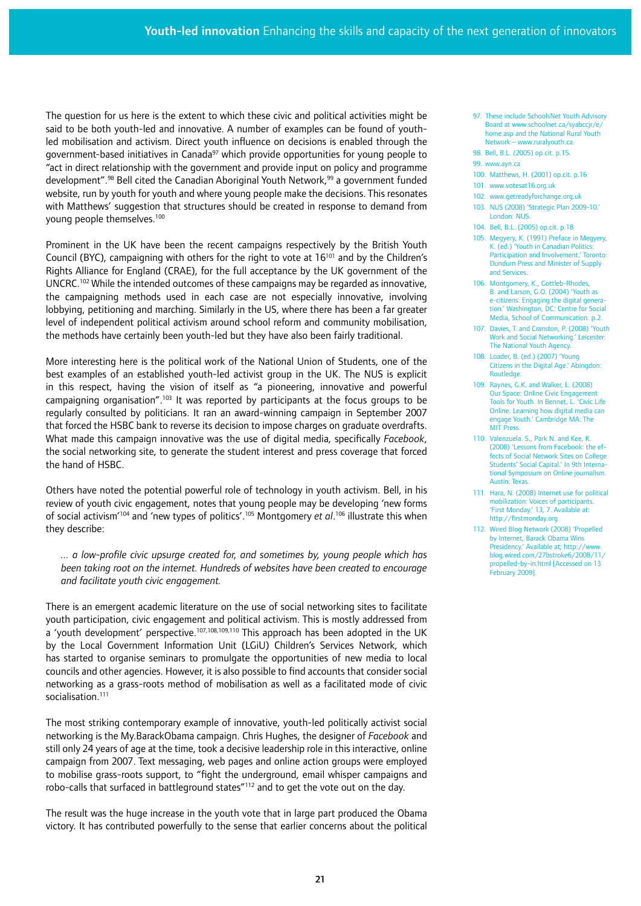The question for us here is the extent to which these civic and political activities might be said to be both youth-led and innovative. A number of examples can be found of youth-led mobilisation and activism. Direct youth influence on decisions is enabled through the government-based initiatives in Canada[97] which provide opportunities for young people to "act in direct relationship with the government and provide input on policy and programme development".[98] Bell cited the Canadian Aboriginal Youth Network,[99] a government funded website, run by youth for youth and where young people make the decisions. This resonates with Matthews' suggestion that structures should be created in response to demand from young people themselves.[100]

Prominent in the UK have been the recent campaigns respectively by the British Youth Council (BYC), campaigning with others for the right to vote at 16[101] and by the Children's Rights Alliance for England (CRAE), for the full acceptance by the UK government of the UNCRC.[102] While the intended outcomes of these campaigns may be regarded as innovative, the campaigning methods used in each case are not especially innovative, involving lobbying, petitioning and marching. Similarly in the US, where there has been a far greater level of independent political activism around school reform and community mobilisation, the methods have certainly been youth-led but they have also been fairly traditional.

More interesting here is the political work of the National Union of Students, one of the best examples of an established youth-led activist group in the UK. The NUS is explicit in this respect, having the vision of itself as "a pioneering, innovative and powerful campaigning organisation".[103] It was reported by participants at the focus groups to be regularly consulted by politicians. It ran an award-winning campaign in September 2007 that forced the HSBC bank to reverse its decision to impose charges on graduate overdrafts. What made this campaign innovative was the use of digital media, specifically *Facebook*, the social networking site, to generate the student interest and press coverage that forced the hand of HSBC.

Others have noted the potential powerful role of technology in youth activism. Bell, in his review of youth civic engagement, notes that young people may be developing 'new forms of social activism'[104] and 'new types of politics'.[105] Montgomery *et al*.[106] illustrate this when they describe:

> *… a low-profile civic upsurge created for, and sometimes by, young people which has been taking root on the internet. Hundreds of websites have been created to encourage and facilitate youth civic engagement.*

There is an emergent academic literature on the use of social networking sites to facilitate youth participation, civic engagement and political activism. This is mostly addressed from a 'youth development' perspective.[107,108,109,110] This approach has been adopted in the UK by the Local Government Information Unit (LGiU) Children's Services Network, which has started to organise seminars to promulgate the opportunities of new media to local councils and other agencies. However, it is also possible to find accounts that consider social networking as a grass-roots method of mobilisation as well as a facilitated mode of civic socialisation.[111]

The most striking contemporary example of innovative, youth-led politically activist social networking is the My.BarackObama campaign. Chris Hughes, the designer of *Facebook* and still only 24 years of age at the time, took a decisive leadership role in this interactive, online campaign from 2007. Text messaging, web pages and online action groups were employed to mobilise grass-roots support, to "fight the underground, email whisper campaigns and robo-calls that surfaced in battleground states"[112] and to get the vote out on the day.

The result was the huge increase in the youth vote that in large part produced the Obama victory. It has contributed powerfully to the sense that earlier concerns about the political

97. These include SchoolsNet Youth Advisory Board at www.schoolnet.ca/syabccjr/e/home.asp and the National Rural Youth Network – www.ruralyouth.ca.
98. Bell, B.L. (2005) op.cit. p.15.
99. www.ayn.ca
100. Matthews, H. (2001) op.cit. p.16
101. www.votesat16.org.uk
102. www.getreadyforchange.org.uk
103. NUS (2008) 'Strategic Plan 2009-10.' London: NUS.
104. Bell, B.L. (2005) op.cit. p.18
105. Megyery, K. (1991) Preface in Megyery, K. (ed.) 'Youth in Canadian Politics: Participation and Involvement.' Toronto: Dundurn Press and Minister of Supply and Services.
106. Montgomery, K., Gottlieb-Rhodes, B. and Larson, G.O. (2004) 'Youth as e-citizens: Engaging the digital generation.' Washington, DC: Centre for Social Media, School of Communication. p.2.
107. Davies, T. and Cranston, P. (2008) 'Youth Work and Social Networking.' Leicester: The National Youth Agency.
108. Loader, B. (ed.) (2007) 'Young Citizens in the Digital Age.' Abingdon: Routledge.
109. Raynes, G.K. and Walker, L. (2008) Our Space: Online Civic Engagement Tools for Youth. In Bennet, L. 'Civic Life Online: Learning how digital media can engage Youth.' Cambridge MA: The MIT Press.
110. Valenzuela. S., Park N. and Kee, K. (2008) 'Lessons from Facebook: the effects of Social Network Sites on College Students' Social Capital.' In 9th International Symposium on Online journalism. Austin: Texas.
111. Hara, N. (2008) Internet use for political mobilization: Voices of participants. 'First Monday.' 13, 7. Available at: http://firstmonday.org
112. Wired Blog Network (2008) 'Propelled by Internet, Barack Obama Wins Presidency.' Available at; http://www.blog.wired.com/27bstroke6/2008/11/propelled-by-in.html [Accessed on 13 February 2009].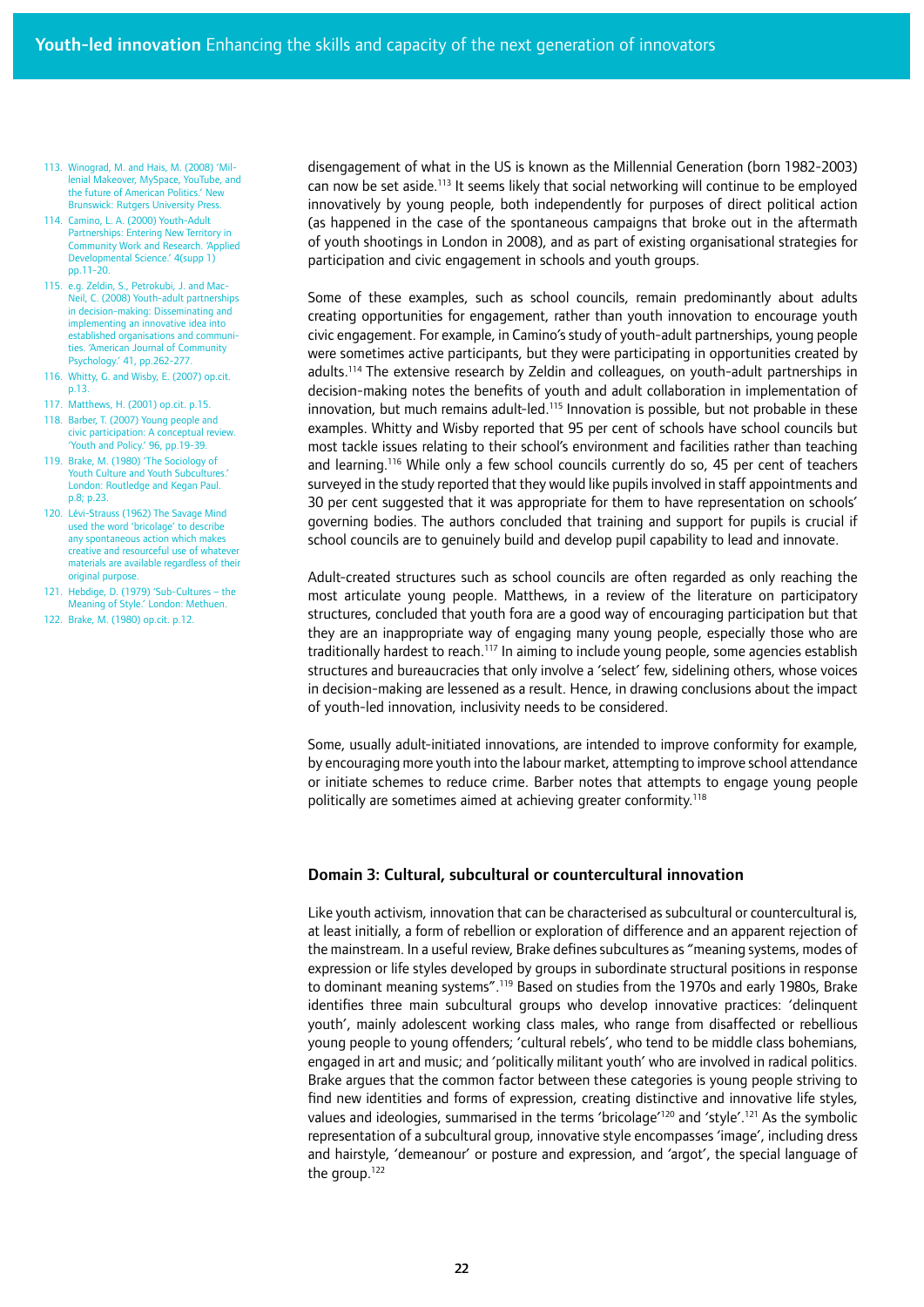disengagement of what in the US is known as the Millennial Generation (born 1982-2003) can now be set aside.[113] It seems likely that social networking will continue to be employed innovatively by young people, both independently for purposes of direct political action (as happened in the case of the spontaneous campaigns that broke out in the aftermath of youth shootings in London in 2008), and as part of existing organisational strategies for participation and civic engagement in schools and youth groups.

Some of these examples, such as school councils, remain predominantly about adults creating opportunities for engagement, rather than youth innovation to encourage youth civic engagement. For example, in Camino's study of youth-adult partnerships, young people were sometimes active participants, but they were participating in opportunities created by adults.[114] The extensive research by Zeldin and colleagues, on youth-adult partnerships in decision-making notes the benefits of youth and adult collaboration in implementation of innovation, but much remains adult-led.[115] Innovation is possible, but not probable in these examples. Whitty and Wisby reported that 95 per cent of schools have school councils but most tackle issues relating to their school's environment and facilities rather than teaching and learning.[116] While only a few school councils currently do so, 45 per cent of teachers surveyed in the study reported that they would like pupils involved in staff appointments and 30 per cent suggested that it was appropriate for them to have representation on schools' governing bodies. The authors concluded that training and support for pupils is crucial if school councils are to genuinely build and develop pupil capability to lead and innovate.

Adult-created structures such as school councils are often regarded as only reaching the most articulate young people. Matthews, in a review of the literature on participatory structures, concluded that youth fora are a good way of encouraging participation but that they are an inappropriate way of engaging many young people, especially those who are traditionally hardest to reach.[117] In aiming to include young people, some agencies establish structures and bureaucracies that only involve a 'select' few, sidelining others, whose voices in decision-making are lessened as a result. Hence, in drawing conclusions about the impact of youth-led innovation, inclusivity needs to be considered.

Some, usually adult-initiated innovations, are intended to improve conformity for example, by encouraging more youth into the labour market, attempting to improve school attendance or initiate schemes to reduce crime. Barber notes that attempts to engage young people politically are sometimes aimed at achieving greater conformity.[118]

### Domain 3: Cultural, subcultural or countercultural innovation

Like youth activism, innovation that can be characterised as subcultural or countercultural is, at least initially, a form of rebellion or exploration of difference and an apparent rejection of the mainstream. In a useful review, Brake defines subcultures as "meaning systems, modes of expression or life styles developed by groups in subordinate structural positions in response to dominant meaning systems".[119] Based on studies from the 1970s and early 1980s, Brake identifies three main subcultural groups who develop innovative practices: 'delinquent youth', mainly adolescent working class males, who range from disaffected or rebellious young people to young offenders; 'cultural rebels', who tend to be middle class bohemians, engaged in art and music; and 'politically militant youth' who are involved in radical politics. Brake argues that the common factor between these categories is young people striving to find new identities and forms of expression, creating distinctive and innovative life styles, values and ideologies, summarised in the terms 'bricolage'[120] and 'style'.[121] As the symbolic representation of a subcultural group, innovative style encompasses 'image', including dress and hairstyle, 'demeanour' or posture and expression, and 'argot', the special language of the group.[122]

---

113. Winograd, M. and Hais, M. (2008) 'Millenial Makeover, MySpace, YouTube, and the future of American Politics.' New Brunswick: Rutgers University Press.
114. Camino, L. A. (2000) Youth-Adult Partnerships: Entering New Territory in Community Work and Research. 'Applied Developmental Science.' 4(supp 1) pp.11-20.
115. e.g. Zeldin, S., Petrokubi, J. and MacNeil, C. (2008) Youth-adult partnerships in decision-making: Disseminating and implementing an innovative idea into established organisations and communities. 'American Journal of Community Psychology.' 41, pp.262-277.
116. Whitty, G. and Wisby, E. (2007) op.cit. p.13.
117. Matthews, H. (2001) op.cit. p.15.
118. Barber, T. (2007) Young people and civic participation: A conceptual review. 'Youth and Policy.' 96, pp.19-39.
119. Brake, M. (1980) 'The Sociology of Youth Culture and Youth Subcultures.' London: Routledge and Kegan Paul. p.8; p.23.
120. Lévi-Strauss (1962) The Savage Mind used the word 'bricolage' to describe any spontaneous action which makes creative and resourceful use of whatever materials are available regardless of their original purpose.
121. Hebdige, D. (1979) 'Sub-Cultures – the Meaning of Style.' London: Methuen.
122. Brake, M. (1980) op.cit. p.12.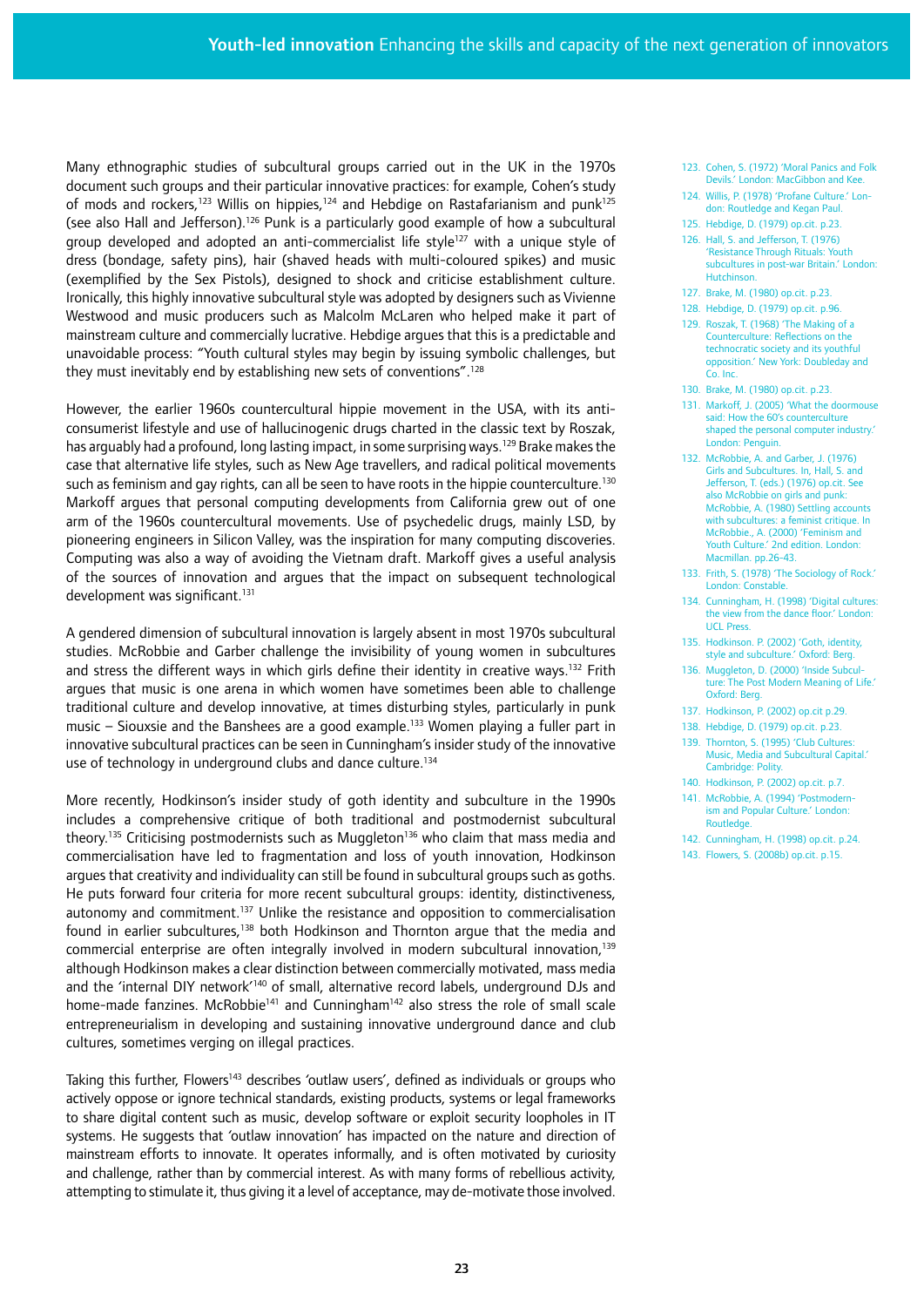Many ethnographic studies of subcultural groups carried out in the UK in the 1970s document such groups and their particular innovative practices: for example, Cohen's study of mods and rockers,[123] Willis on hippies,[124] and Hebdige on Rastafarianism and punk[125] (see also Hall and Jefferson).[126] Punk is a particularly good example of how a subcultural group developed and adopted an anti-commercialist life style[127] with a unique style of dress (bondage, safety pins), hair (shaved heads with multi-coloured spikes) and music (exemplified by the Sex Pistols), designed to shock and criticise establishment culture. Ironically, this highly innovative subcultural style was adopted by designers such as Vivienne Westwood and music producers such as Malcolm McLaren who helped make it part of mainstream culture and commercially lucrative. Hebdige argues that this is a predictable and unavoidable process: "Youth cultural styles may begin by issuing symbolic challenges, but they must inevitably end by establishing new sets of conventions".[128]

However, the earlier 1960s countercultural hippie movement in the USA, with its anti-consumerist lifestyle and use of hallucinogenic drugs charted in the classic text by Roszak, has arguably had a profound, long lasting impact, in some surprising ways.[129] Brake makes the case that alternative life styles, such as New Age travellers, and radical political movements such as feminism and gay rights, can all be seen to have roots in the hippie counterculture.[130] Markoff argues that personal computing developments from California grew out of one arm of the 1960s countercultural movements. Use of psychedelic drugs, mainly LSD, by pioneering engineers in Silicon Valley, was the inspiration for many computing discoveries. Computing was also a way of avoiding the Vietnam draft. Markoff gives a useful analysis of the sources of innovation and argues that the impact on subsequent technological development was significant.[131]

A gendered dimension of subcultural innovation is largely absent in most 1970s subcultural studies. McRobbie and Garber challenge the invisibility of young women in subcultures and stress the different ways in which girls define their identity in creative ways.[132] Frith argues that music is one arena in which women have sometimes been able to challenge traditional culture and develop innovative, at times disturbing styles, particularly in punk music – Siouxsie and the Banshees are a good example.[133] Women playing a fuller part in innovative subcultural practices can be seen in Cunningham's insider study of the innovative use of technology in underground clubs and dance culture.[134]

More recently, Hodkinson's insider study of goth identity and subculture in the 1990s includes a comprehensive critique of both traditional and postmodernist subcultural theory.[135] Criticising postmodernists such as Muggleton[136] who claim that mass media and commercialisation have led to fragmentation and loss of youth innovation, Hodkinson argues that creativity and individuality can still be found in subcultural groups such as goths. He puts forward four criteria for more recent subcultural groups: identity, distinctiveness, autonomy and commitment.[137] Unlike the resistance and opposition to commercialisation found in earlier subcultures,[138] both Hodkinson and Thornton argue that the media and commercial enterprise are often integrally involved in modern subcultural innovation,[139] although Hodkinson makes a clear distinction between commercially motivated, mass media and the 'internal DIY network'[140] of small, alternative record labels, underground DJs and home-made fanzines. McRobbie[141] and Cunningham[142] also stress the role of small scale entrepreneurialism in developing and sustaining innovative underground dance and club cultures, sometimes verging on illegal practices.

Taking this further, Flowers[143] describes 'outlaw users', defined as individuals or groups who actively oppose or ignore technical standards, existing products, systems or legal frameworks to share digital content such as music, develop software or exploit security loopholes in IT systems. He suggests that 'outlaw innovation' has impacted on the nature and direction of mainstream efforts to innovate. It operates informally, and is often motivated by curiosity and challenge, rather than by commercial interest. As with many forms of rebellious activity, attempting to stimulate it, thus giving it a level of acceptance, may de-motivate those involved.

123. Cohen, S. (1972) 'Moral Panics and Folk Devils.' London: MacGibbon and Kee.
124. Willis, P. (1978) 'Profane Culture.' London: Routledge and Kegan Paul.
125. Hebdige, D. (1979) op.cit. p.23.
126. Hall, S. and Jefferson, T. (1976) 'Resistance Through Rituals: Youth subcultures in post-war Britain.' London: Hutchinson.
127. Brake, M. (1980) op.cit. p.23.
128. Hebdige, D. (1979) op.cit. p.96.
129. Roszak, T. (1968) 'The Making of a Counterculture: Reflections on the technocratic society and its youthful opposition.' New York: Doubleday and Co. Inc.
130. Brake, M. (1980) op.cit. p.23.
131. Markoff, J. (2005) 'What the doormouse said: How the 60's counterculture shaped the personal computer industry.' London: Penguin.
132. McRobbie, A. and Garber, J. (1976) Girls and Subcultures. In, Hall, S. and Jefferson, T. (eds.) (1976) op.cit. See also McRobbie on girls and punk: McRobbie, A. (1980) Settling accounts with subcultures: a feminist critique. In McRobbie., A. (2000) 'Feminism and Youth Culture.' 2nd edition. London: Macmillan. pp.26-43.
133. Frith, S. (1978) 'The Sociology of Rock.' London: Constable.
134. Cunningham, H. (1998) 'Digital cultures: the view from the dance floor.' London: UCL Press.
135. Hodkinson. P. (2002) 'Goth, identity, style and subculture.' Oxford: Berg.
136. Muggleton, D. (2000) 'Inside Subculture: The Post Modern Meaning of Life.' Oxford: Berg.
137. Hodkinson, P. (2002) op.cit p.29.
138. Hebdige, D. (1979) op.cit. p.23.
139. Thornton, S. (1995) 'Club Cultures: Music, Media and Subcultural Capital.' Cambridge: Polity.
140. Hodkinson, P. (2002) op.cit. p.7.
141. McRobbie, A. (1994) 'Postmodernism and Popular Culture.' London: Routledge.
142. Cunningham, H. (1998) op.cit. p.24.
143. Flowers, S. (2008b) op.cit. p.15.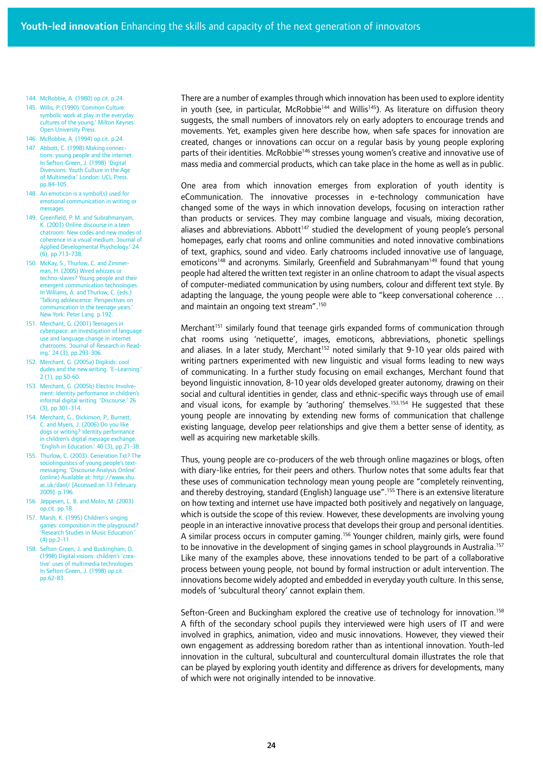There are a number of examples through which innovation has been used to explore identity in youth (see, in particular, McRobbie[144] and Willis[145]). As literature on diffusion theory suggests, the small numbers of innovators rely on early adopters to encourage trends and movements. Yet, examples given here describe how, when safe spaces for innovation are created, changes or innovations can occur on a regular basis by young people exploring parts of their identities. McRobbie[146] stresses young women's creative and innovative use of mass media and commercial products, which can take place in the home as well as in public.

One area from which innovation emerges from exploration of youth identity is eCommunication. The innovative processes in e-technology communication have changed some of the ways in which innovation develops, focusing on interaction rather than products or services. They may combine language and visuals, mixing decoration, aliases and abbreviations. Abbott[147] studied the development of young people's personal homepages, early chat rooms and online communities and noted innovative combinations of text, graphics, sound and video. Early chatrooms included innovative use of language, emoticons[148] and acronyms. Similarly, Greenfield and Subrahmanyam[149] found that young people had altered the written text register in an online chatroom to adapt the visual aspects of computer-mediated communication by using numbers, colour and different text style. By adapting the language, the young people were able to "keep conversational coherence … and maintain an ongoing text stream".[150]

Merchant[151] similarly found that teenage girls expanded forms of communication through chat rooms using 'netiquette', images, emoticons, abbreviations, phonetic spellings and aliases. In a later study, Merchant[152] noted similarly that 9-10 year olds paired with writing partners experimented with new linguistic and visual forms leading to new ways of communicating. In a further study focusing on email exchanges, Merchant found that beyond linguistic innovation, 8-10 year olds developed greater autonomy, drawing on their social and cultural identities in gender, class and ethnic-specific ways through use of email and visual icons, for example by 'authoring' themselves.[153,154] He suggested that these young people are innovating by extending new forms of communication that challenge existing language, develop peer relationships and give them a better sense of identity, as well as acquiring new marketable skills.

Thus, young people are co-producers of the web through online magazines or blogs, often with diary-like entries, for their peers and others. Thurlow notes that some adults fear that these uses of communication technology mean young people are "completely reinventing, and thereby destroying, standard (English) language use".[155] There is an extensive literature on how texting and internet use have impacted both positively and negatively on language, which is outside the scope of this review. However, these developments are involving young people in an interactive innovative process that develops their group and personal identities. A similar process occurs in computer gaming.[156] Younger children, mainly girls, were found to be innovative in the development of singing games in school playgrounds in Australia.[157] Like many of the examples above, these innovations tended to be part of a collaborative process between young people, not bound by formal instruction or adult intervention. The innovations become widely adopted and embedded in everyday youth culture. In this sense, models of 'subcultural theory' cannot explain them.

Sefton-Green and Buckingham explored the creative use of technology for innovation.[158] A fifth of the secondary school pupils they interviewed were high users of IT and were involved in graphics, animation, video and music innovations. However, they viewed their own engagement as addressing boredom rather than as intentional innovation. Youth-led innovation in the cultural, subcultural and countercultural domain illustrates the role that can be played by exploring youth identity and difference as drivers for developments, many of which were not originally intended to be innovative.

---

144. McRobbie, A. (1980) op.cit. p.24.
145. Willis, P. (1990) 'Common Culture: symbolic work at play in the everyday cultures of the young.' Milton Keynes: Open University Press.
146. McRobbie, A. (1994) op.cit. p.24.
147. Abbott, C. (1998) Making connections: young people and the internet. In Sefton-Green, J. (1998) 'Digital Diversions: Youth Culture in the Age of Multimedia.' London: UCL Press. pp.84-105.
148. An emoticon is a symbol(s) used for emotional communication in writing or messages.
149. Greenfield, P. M. and Subrahmanyam, K. (2003) Online discourse in a teen chatroom: New codes and new modes of coherence in a visual medium. 'Journal of Applied Developmental Psychology.' 24 (6), pp.713–738.
150. McKay, S., Thurlow, C. and Zimmerman, H. (2005) Wired whizzes or techno-slaves? Young people and their emergent communication technologies. In Williams, A. and Thurlow, C. (eds.) 'Talking adolescence: Perspectives on communication in the teenage years.' New York: Peter Lang. p.192.
151. Merchant, G. (2001) Teenagers in cyberspace: an investigation of language use and language change in internet chatrooms. 'Journal of Research in Reading.' 24 (3), pp.293-306.
152. Merchant, G. (2005a) Digikids: cool dudes and the new writing. 'E–Learning.' 2 (1), pp.50-60.
153. Merchant, G. (2005b) Electric Involvement: Identity performance in children's informal digital writing. 'Discourse.' 26 (3), pp.301-314.
154. Merchant, G., Dickinson, P., Burnett, C. and Myers, J. (2006) Do you like dogs or writing? Identity performance in children's digital message exchange. 'English in Education.' 40 (3), pp.21-38.
155. Thurlow, C. (2003). Generation Txt? The sociolinguistics of young people's text-messaging. 'Discourse Analysis Online' (online) Available at: http://www.shu.ac.uk/daol/ [Accessed on 13 February 2009]. p.196.
156. Jeppesen, L. B. and Molin, M. (2003) op.cit. pp.18.
157. Marsh, K. (1995) Children's singing games: composition in the playground? 'Research Studies in Music Education.' (4) pp.2-11.
158. Sefton-Green, J. and Buckingham, D. (1998) Digital visions: children's 'creative' uses of multimedia technologies In Sefton-Green, J. (1998) op.cit. pp.62-83.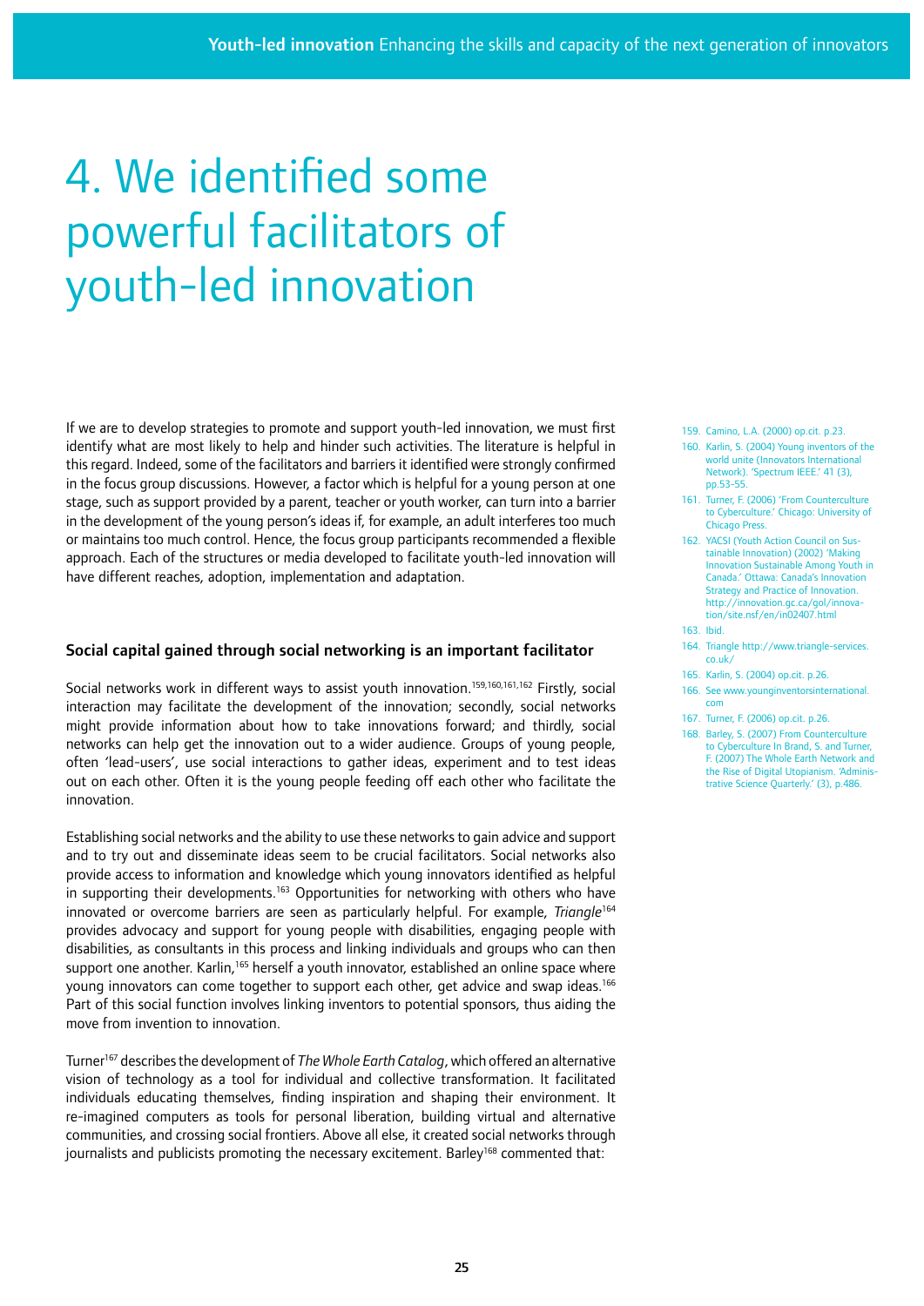# 4. We identified some powerful facilitators of youth-led innovation

If we are to develop strategies to promote and support youth-led innovation, we must first identify what are most likely to help and hinder such activities. The literature is helpful in this regard. Indeed, some of the facilitators and barriers it identified were strongly confirmed in the focus group discussions. However, a factor which is helpful for a young person at one stage, such as support provided by a parent, teacher or youth worker, can turn into a barrier in the development of the young person's ideas if, for example, an adult interferes too much or maintains too much control. Hence, the focus group participants recommended a flexible approach. Each of the structures or media developed to facilitate youth-led innovation will have different reaches, adoption, implementation and adaptation.

### Social capital gained through social networking is an important facilitator

Social networks work in different ways to assist youth innovation.[159,160,161,162] Firstly, social interaction may facilitate the development of the innovation; secondly, social networks might provide information about how to take innovations forward; and thirdly, social networks can help get the innovation out to a wider audience. Groups of young people, often 'lead-users', use social interactions to gather ideas, experiment and to test ideas out on each other. Often it is the young people feeding off each other who facilitate the innovation.

Establishing social networks and the ability to use these networks to gain advice and support and to try out and disseminate ideas seem to be crucial facilitators. Social networks also provide access to information and knowledge which young innovators identified as helpful in supporting their developments.[163] Opportunities for networking with others who have innovated or overcome barriers are seen as particularly helpful. For example, *Triangle*[164] provides advocacy and support for young people with disabilities, engaging people with disabilities, as consultants in this process and linking individuals and groups who can then support one another. Karlin,[165] herself a youth innovator, established an online space where young innovators can come together to support each other, get advice and swap ideas.[166] Part of this social function involves linking inventors to potential sponsors, thus aiding the move from invention to innovation.

Turner[167] describes the development of *The Whole Earth Catalog*, which offered an alternative vision of technology as a tool for individual and collective transformation. It facilitated individuals educating themselves, finding inspiration and shaping their environment. It re-imagined computers as tools for personal liberation, building virtual and alternative communities, and crossing social frontiers. Above all else, it created social networks through journalists and publicists promoting the necessary excitement. Barley[168] commented that:

159. Camino, L.A. (2000) op.cit. p.23.
160. Karlin, S. (2004) Young inventors of the world unite (Innovators International Network). 'Spectrum IEEE.' 41 (3), pp.53-55.
161. Turner, F. (2006) 'From Counterculture to Cyberculture.' Chicago: University of Chicago Press.
162. YACSI (Youth Action Council on Sustainable Innovation) (2002) 'Making Innovation Sustainable Among Youth in Canada.' Ottawa: Canada's Innovation Strategy and Practice of Innovation. http://innovation.gc.ca/gol/innovation/site.nsf/en/in02407.html
163. Ibid.
164. Triangle http://www.triangle-services.co.uk/
165. Karlin, S. (2004) op.cit. p.26.
166. See www.younginventorsinternational.com
167. Turner, F. (2006) op.cit. p.26.
168. Barley, S. (2007) From Counterculture to Cyberculture In Brand, S. and Turner, F. (2007) The Whole Earth Network and the Rise of Digital Utopianism. 'Administrative Science Quarterly.' (3), p.486.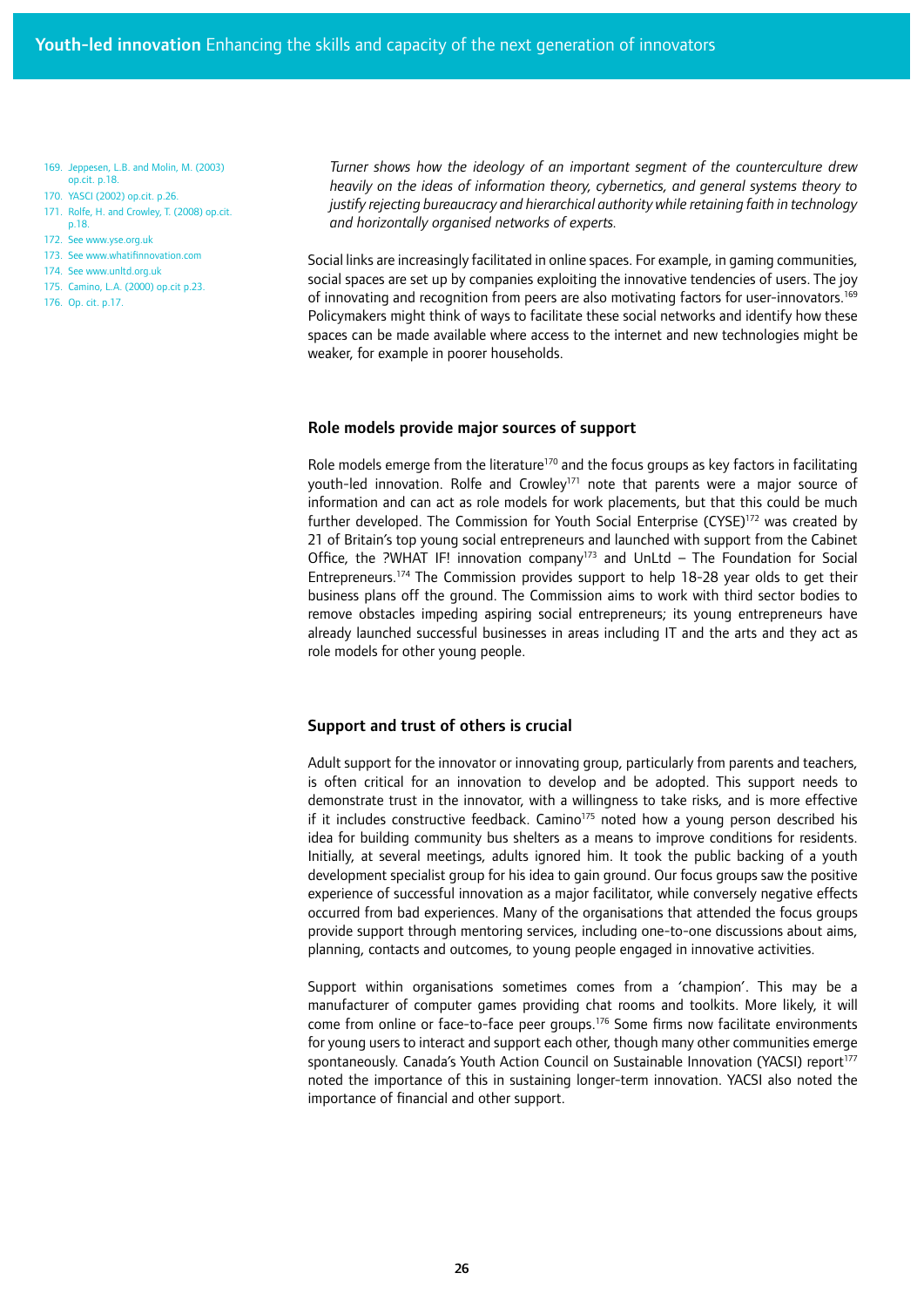*Turner shows how the ideology of an important segment of the counterculture drew heavily on the ideas of information theory, cybernetics, and general systems theory to justify rejecting bureaucracy and hierarchical authority while retaining faith in technology and horizontally organised networks of experts.*

Social links are increasingly facilitated in online spaces. For example, in gaming communities, social spaces are set up by companies exploiting the innovative tendencies of users. The joy of innovating and recognition from peers are also motivating factors for user-innovators.[169] Policymakers might think of ways to facilitate these social networks and identify how these spaces can be made available where access to the internet and new technologies might be weaker, for example in poorer households.

### Role models provide major sources of support

Role models emerge from the literature[170] and the focus groups as key factors in facilitating youth-led innovation. Rolfe and Crowley[171] note that parents were a major source of information and can act as role models for work placements, but that this could be much further developed. The Commission for Youth Social Enterprise (CYSE)[172] was created by 21 of Britain's top young social entrepreneurs and launched with support from the Cabinet Office, the ?WHAT IF! innovation company[173] and UnLtd – The Foundation for Social Entrepreneurs.[174] The Commission provides support to help 18-28 year olds to get their business plans off the ground. The Commission aims to work with third sector bodies to remove obstacles impeding aspiring social entrepreneurs; its young entrepreneurs have already launched successful businesses in areas including IT and the arts and they act as role models for other young people.

### Support and trust of others is crucial

Adult support for the innovator or innovating group, particularly from parents and teachers, is often critical for an innovation to develop and be adopted. This support needs to demonstrate trust in the innovator, with a willingness to take risks, and is more effective if it includes constructive feedback. Camino[175] noted how a young person described his idea for building community bus shelters as a means to improve conditions for residents. Initially, at several meetings, adults ignored him. It took the public backing of a youth development specialist group for his idea to gain ground. Our focus groups saw the positive experience of successful innovation as a major facilitator, while conversely negative effects occurred from bad experiences. Many of the organisations that attended the focus groups provide support through mentoring services, including one-to-one discussions about aims, planning, contacts and outcomes, to young people engaged in innovative activities.

Support within organisations sometimes comes from a 'champion'. This may be a manufacturer of computer games providing chat rooms and toolkits. More likely, it will come from online or face-to-face peer groups.[176] Some firms now facilitate environments for young users to interact and support each other, though many other communities emerge spontaneously. Canada's Youth Action Council on Sustainable Innovation (YACSI) report[177] noted the importance of this in sustaining longer-term innovation. YACSI also noted the importance of financial and other support.

---

169. Jeppesen, L.B. and Molin, M. (2003) op.cit. p.18.
170. YASCI (2002) op.cit. p.26.
171. Rolfe, H. and Crowley, T. (2008) op.cit. p.18.
172. See www.yse.org.uk
173. See www.whatifinnovation.com
174. See www.unltd.org.uk
175. Camino, L.A. (2000) op.cit p.23.
176. Op. cit. p.17.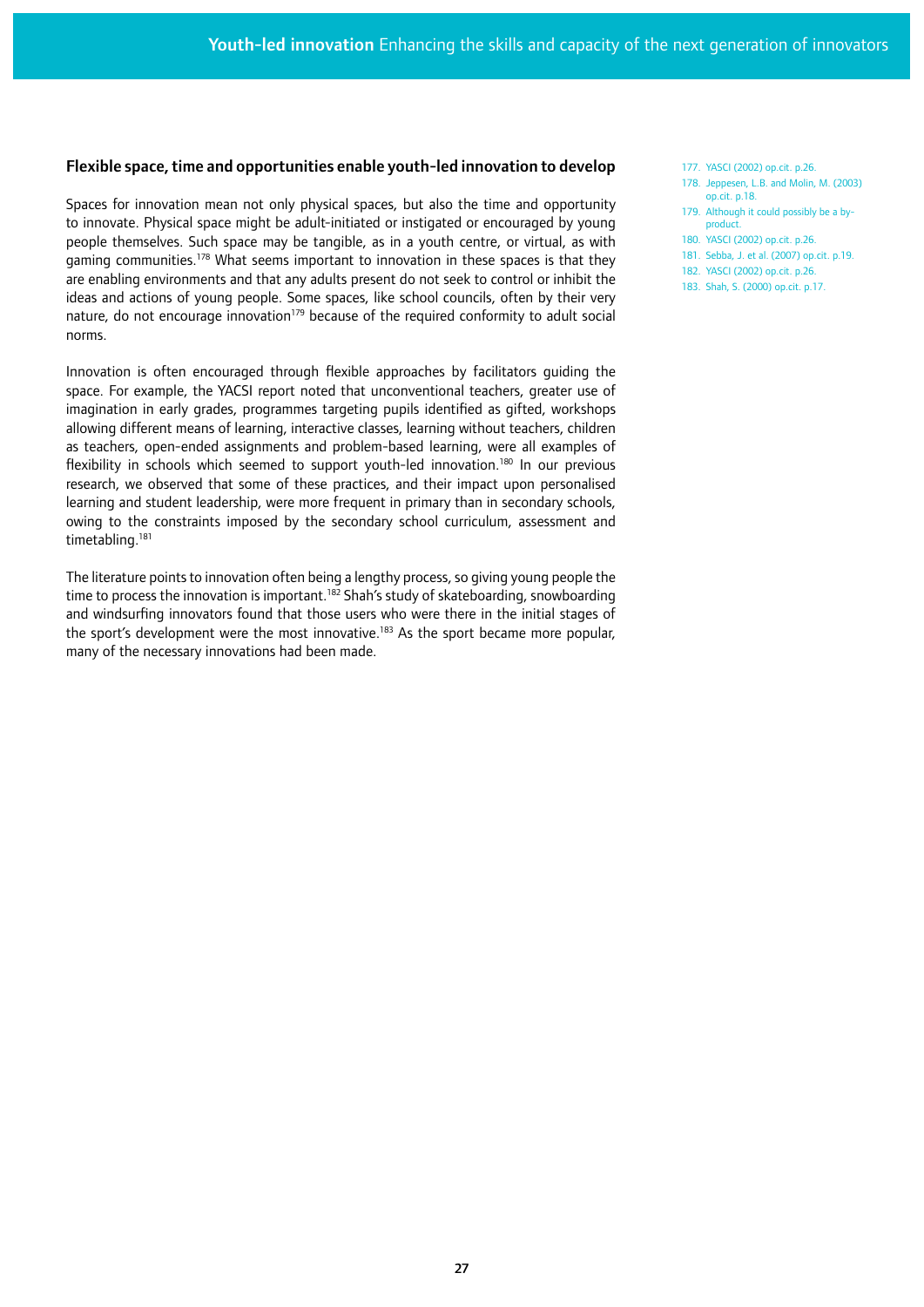### Flexible space, time and opportunities enable youth-led innovation to develop

Spaces for innovation mean not only physical spaces, but also the time and opportunity to innovate. Physical space might be adult-initiated or instigated or encouraged by young people themselves. Such space may be tangible, as in a youth centre, or virtual, as with gaming communities.[178] What seems important to innovation in these spaces is that they are enabling environments and that any adults present do not seek to control or inhibit the ideas and actions of young people. Some spaces, like school councils, often by their very nature, do not encourage innovation[179] because of the required conformity to adult social norms.

Innovation is often encouraged through flexible approaches by facilitators guiding the space. For example, the YACSI report noted that unconventional teachers, greater use of imagination in early grades, programmes targeting pupils identified as gifted, workshops allowing different means of learning, interactive classes, learning without teachers, children as teachers, open-ended assignments and problem-based learning, were all examples of flexibility in schools which seemed to support youth-led innovation.[180] In our previous research, we observed that some of these practices, and their impact upon personalised learning and student leadership, were more frequent in primary than in secondary schools, owing to the constraints imposed by the secondary school curriculum, assessment and timetabling.[181]

The literature points to innovation often being a lengthy process, so giving young people the time to process the innovation is important.[182] Shah's study of skateboarding, snowboarding and windsurfing innovators found that those users who were there in the initial stages of the sport's development were the most innovative.[183] As the sport became more popular, many of the necessary innovations had been made.

177. YASCI (2002) op.cit. p.26.
178. Jeppesen, L.B. and Molin, M. (2003) op.cit. p.18.
179. Although it could possibly be a by-product.
180. YASCI (2002) op.cit. p.26.
181. Sebba, J. et al. (2007) op.cit. p.19.
182. YASCI (2002) op.cit. p.26.
183. Shah, S. (2000) op.cit. p.17.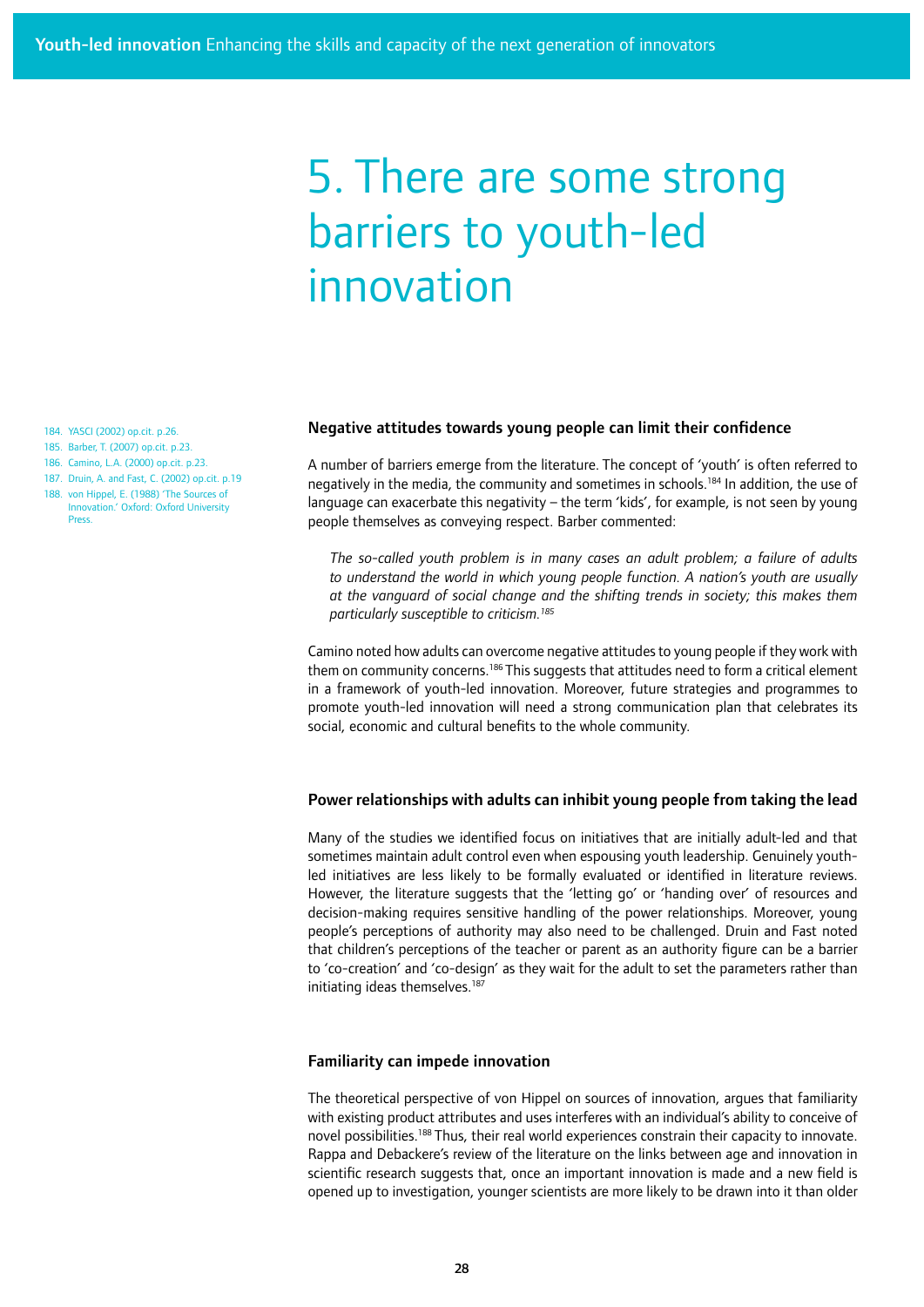# 5. There are some strong barriers to youth-led innovation

## Negative attitudes towards young people can limit their confidence

A number of barriers emerge from the literature. The concept of 'youth' is often referred to negatively in the media, the community and sometimes in schools.[184] In addition, the use of language can exacerbate this negativity – the term 'kids', for example, is not seen by young people themselves as conveying respect. Barber commented:

> *The so-called youth problem is in many cases an adult problem; a failure of adults to understand the world in which young people function. A nation's youth are usually at the vanguard of social change and the shifting trends in society; this makes them particularly susceptible to criticism.*[185]

Camino noted how adults can overcome negative attitudes to young people if they work with them on community concerns.[186] This suggests that attitudes need to form a critical element in a framework of youth-led innovation. Moreover, future strategies and programmes to promote youth-led innovation will need a strong communication plan that celebrates its social, economic and cultural benefits to the whole community.

## Power relationships with adults can inhibit young people from taking the lead

Many of the studies we identified focus on initiatives that are initially adult-led and that sometimes maintain adult control even when espousing youth leadership. Genuinely youth-led initiatives are less likely to be formally evaluated or identified in literature reviews. However, the literature suggests that the 'letting go' or 'handing over' of resources and decision-making requires sensitive handling of the power relationships. Moreover, young people's perceptions of authority may also need to be challenged. Druin and Fast noted that children's perceptions of the teacher or parent as an authority figure can be a barrier to 'co-creation' and 'co-design' as they wait for the adult to set the parameters rather than initiating ideas themselves.[187]

## Familiarity can impede innovation

The theoretical perspective of von Hippel on sources of innovation, argues that familiarity with existing product attributes and uses interferes with an individual's ability to conceive of novel possibilities.[188] Thus, their real world experiences constrain their capacity to innovate. Rappa and Debackere's review of the literature on the links between age and innovation in scientific research suggests that, once an important innovation is made and a new field is opened up to investigation, younger scientists are more likely to be drawn into it than older

---

184. YASCI (2002) op.cit. p.26.
185. Barber, T. (2007) op.cit. p.23.
186. Camino, L.A. (2000) op.cit. p.23.
187. Druin, A. and Fast, C. (2002) op.cit. p.19
188. von Hippel, E. (1988) 'The Sources of Innovation.' Oxford: Oxford University Press.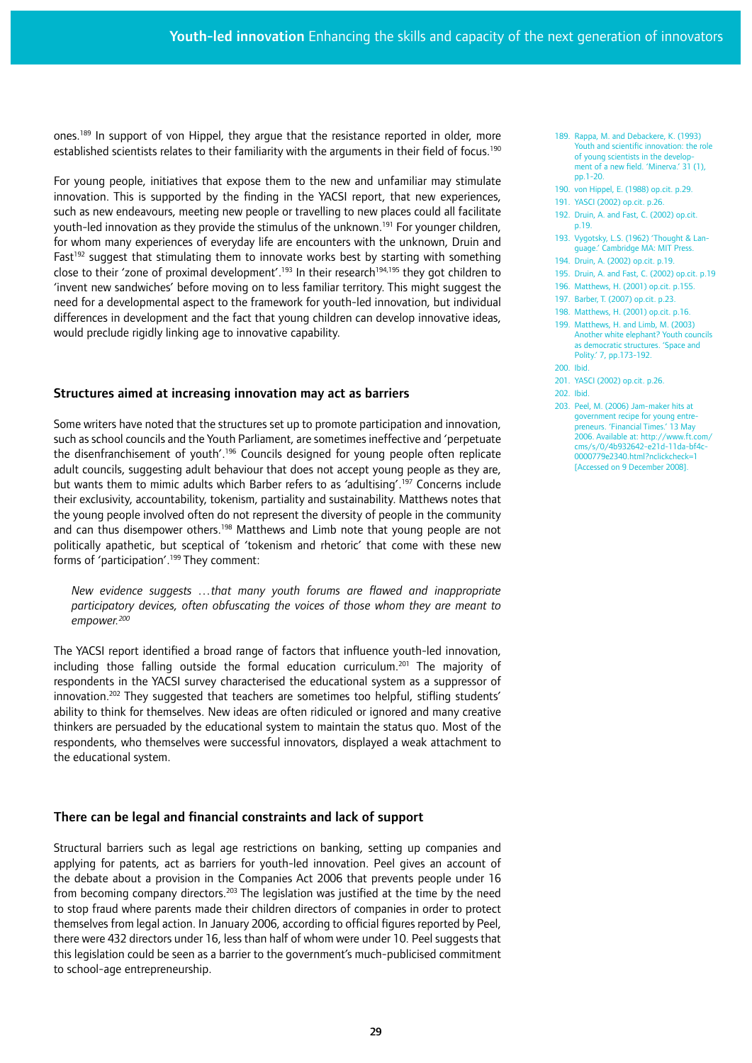ones.[189] In support of von Hippel, they argue that the resistance reported in older, more established scientists relates to their familiarity with the arguments in their field of focus.[190]

For young people, initiatives that expose them to the new and unfamiliar may stimulate innovation. This is supported by the finding in the YACSI report, that new experiences, such as new endeavours, meeting new people or travelling to new places could all facilitate youth-led innovation as they provide the stimulus of the unknown.[191] For younger children, for whom many experiences of everyday life are encounters with the unknown, Druin and Fast[192] suggest that stimulating them to innovate works best by starting with something close to their 'zone of proximal development'.[193] In their research[194,195] they got children to 'invent new sandwiches' before moving on to less familiar territory. This might suggest the need for a developmental aspect to the framework for youth-led innovation, but individual differences in development and the fact that young children can develop innovative ideas, would preclude rigidly linking age to innovative capability.

### Structures aimed at increasing innovation may act as barriers

Some writers have noted that the structures set up to promote participation and innovation, such as school councils and the Youth Parliament, are sometimes ineffective and 'perpetuate the disenfranchisement of youth'.[196] Councils designed for young people often replicate adult councils, suggesting adult behaviour that does not accept young people as they are, but wants them to mimic adults which Barber refers to as 'adultising'.[197] Concerns include their exclusivity, accountability, tokenism, partiality and sustainability. Matthews notes that the young people involved often do not represent the diversity of people in the community and can thus disempower others.[198] Matthews and Limb note that young people are not politically apathetic, but sceptical of 'tokenism and rhetoric' that come with these new forms of 'participation'.[199] They comment:

> *New evidence suggests …that many youth forums are flawed and inappropriate participatory devices, often obfuscating the voices of those whom they are meant to empower.*[200]

The YACSI report identified a broad range of factors that influence youth-led innovation, including those falling outside the formal education curriculum.[201] The majority of respondents in the YACSI survey characterised the educational system as a suppressor of innovation.[202] They suggested that teachers are sometimes too helpful, stifling students' ability to think for themselves. New ideas are often ridiculed or ignored and many creative thinkers are persuaded by the educational system to maintain the status quo. Most of the respondents, who themselves were successful innovators, displayed a weak attachment to the educational system.

### There can be legal and financial constraints and lack of support

Structural barriers such as legal age restrictions on banking, setting up companies and applying for patents, act as barriers for youth-led innovation. Peel gives an account of the debate about a provision in the Companies Act 2006 that prevents people under 16 from becoming company directors.[203] The legislation was justified at the time by the need to stop fraud where parents made their children directors of companies in order to protect themselves from legal action. In January 2006, according to official figures reported by Peel, there were 432 directors under 16, less than half of whom were under 10. Peel suggests that this legislation could be seen as a barrier to the government's much-publicised commitment to school-age entrepreneurship.

---

189. Rappa, M. and Debackere, K. (1993) Youth and scientific innovation: the role of young scientists in the development of a new field. 'Minerva.' 31 (1), pp.1-20.
190. von Hippel, E. (1988) op.cit. p.29.
191. YASCI (2002) op.cit. p.26.
192. Druin, A. and Fast, C. (2002) op.cit. p.19.
193. Vygotsky, L.S. (1962) 'Thought & Language.' Cambridge MA: MIT Press.
194. Druin, A. (2002) op.cit. p.19.
195. Druin, A. and Fast, C. (2002) op.cit. p.19
196. Matthews, H. (2001) op.cit. p.155.
197. Barber, T. (2007) op.cit. p.23.
198. Matthews, H. (2001) op.cit. p.16.
199. Matthews, H. and Limb, M. (2003) Another white elephant? Youth councils as democratic structures. 'Space and Polity.' 7, pp.173-192.
200. Ibid.
201. YASCI (2002) op.cit. p.26.
202. Ibid.
203. Peel, M. (2006) Jam-maker hits at government recipe for young entrepreneurs. 'Financial Times.' 13 May 2006. Available at: http://www.ft.com/cms/s/0/4b932642-e21d-11da-bf4c-0000779e2340.html?nclickcheck=1 [Accessed on 9 December 2008].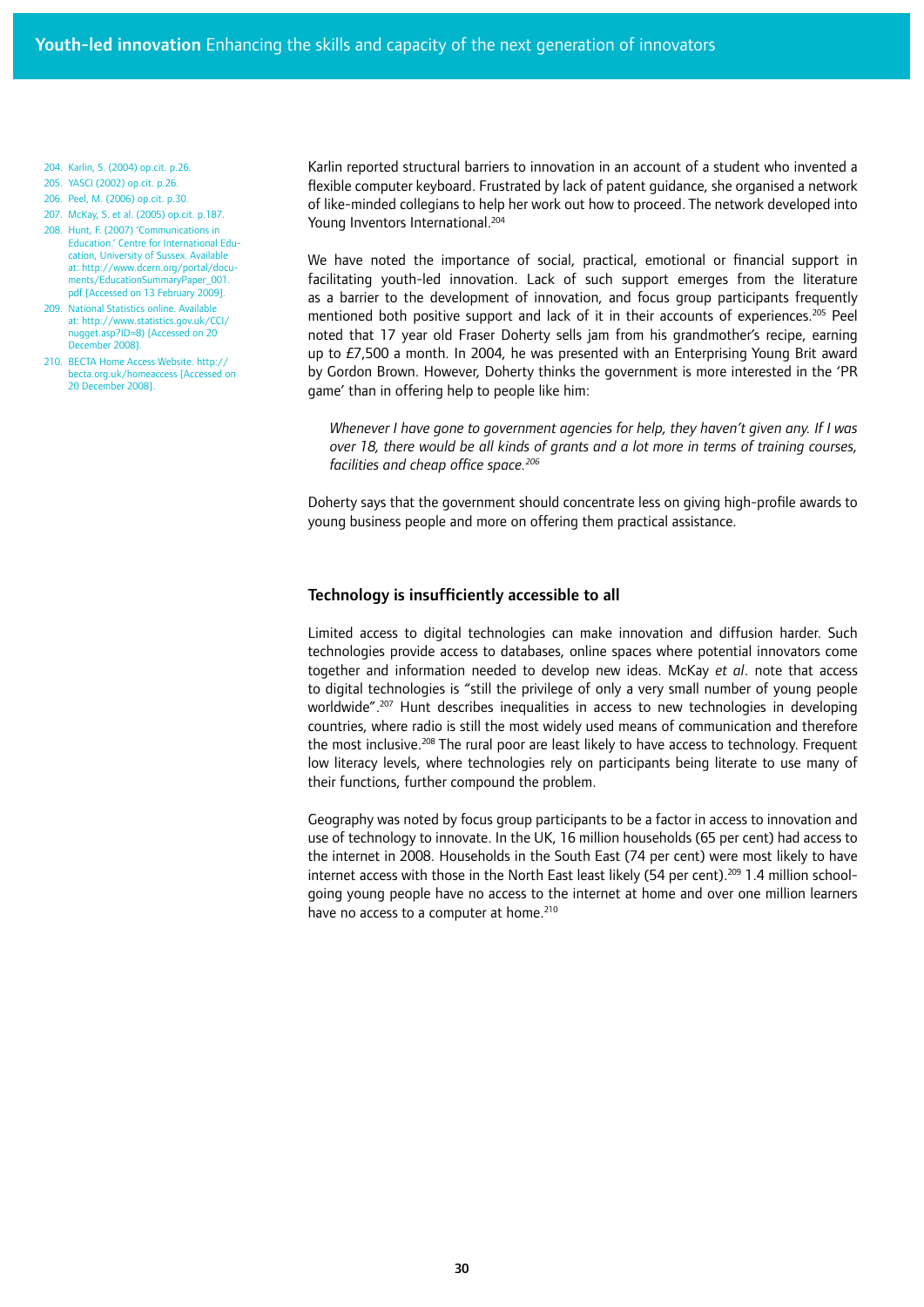Karlin reported structural barriers to innovation in an account of a student who invented a flexible computer keyboard. Frustrated by lack of patent guidance, she organised a network of like-minded collegians to help her work out how to proceed. The network developed into Young Inventors International.[204]

We have noted the importance of social, practical, emotional or financial support in facilitating youth-led innovation. Lack of such support emerges from the literature as a barrier to the development of innovation, and focus group participants frequently mentioned both positive support and lack of it in their accounts of experiences.[205] Peel noted that 17 year old Fraser Doherty sells jam from his grandmother's recipe, earning up to £7,500 a month. In 2004, he was presented with an Enterprising Young Brit award by Gordon Brown. However, Doherty thinks the government is more interested in the 'PR game' than in offering help to people like him:

> *Whenever I have gone to government agencies for help, they haven't given any. If I was over 18, there would be all kinds of grants and a lot more in terms of training courses, facilities and cheap office space.*[206]

Doherty says that the government should concentrate less on giving high-profile awards to young business people and more on offering them practical assistance.

## Technology is insufficiently accessible to all

Limited access to digital technologies can make innovation and diffusion harder. Such technologies provide access to databases, online spaces where potential innovators come together and information needed to develop new ideas. McKay *et al*. note that access to digital technologies is "still the privilege of only a very small number of young people worldwide".[207] Hunt describes inequalities in access to new technologies in developing countries, where radio is still the most widely used means of communication and therefore the most inclusive.[208] The rural poor are least likely to have access to technology. Frequent low literacy levels, where technologies rely on participants being literate to use many of their functions, further compound the problem.

Geography was noted by focus group participants to be a factor in access to innovation and use of technology to innovate. In the UK, 16 million households (65 per cent) had access to the internet in 2008. Households in the South East (74 per cent) were most likely to have internet access with those in the North East least likely (54 per cent).[209] 1.4 million school-going young people have no access to the internet at home and over one million learners have no access to a computer at home.[210]

---

204. Karlin, S. (2004) op.cit. p.26.
205. YASCI (2002) op.cit. p.26.
206. Peel, M. (2006) op.cit. p.30.
207. McKay, S. et al. (2005) op.cit. p.187.
208. Hunt, F. (2007) 'Communications in Education.' Centre for International Education, University of Sussex. Available at: http://www.dcern.org/portal/documents/EducationSummaryPaper_001.pdf [Accessed on 13 February 2009].
209. National Statistics online. Available at: http://www.statistics.gov.uk/CCI/nugget.asp?ID=8) [Accessed on 20 December 2008].
210. BECTA Home Access Website. http://becta.org.uk/homeaccess [Accessed on 20 December 2008].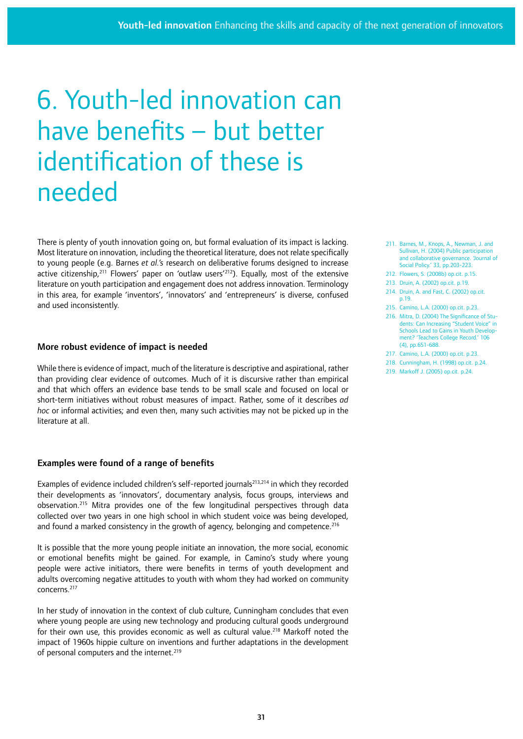# 6. Youth-led innovation can have benefits – but better identification of these is needed

There is plenty of youth innovation going on, but formal evaluation of its impact is lacking. Most literature on innovation, including the theoretical literature, does not relate specifically to young people (e.g. Barnes *et al.'s* research on deliberative forums designed to increase active citizenship,[211] Flowers' paper on 'outlaw users'[212]). Equally, most of the extensive literature on youth participation and engagement does not address innovation. Terminology in this area, for example 'inventors', 'innovators' and 'entrepreneurs' is diverse, confused and used inconsistently.

### More robust evidence of impact is needed

While there is evidence of impact, much of the literature is descriptive and aspirational, rather than providing clear evidence of outcomes. Much of it is discursive rather than empirical and that which offers an evidence base tends to be small scale and focused on local or short-term initiatives without robust measures of impact. Rather, some of it describes *ad hoc* or informal activities; and even then, many such activities may not be picked up in the literature at all.

### Examples were found of a range of benefits

Examples of evidence included children's self-reported journals[213,214] in which they recorded their developments as 'innovators', documentary analysis, focus groups, interviews and observation.[215] Mitra provides one of the few longitudinal perspectives through data collected over two years in one high school in which student voice was being developed, and found a marked consistency in the growth of agency, belonging and competence.[216]

It is possible that the more young people initiate an innovation, the more social, economic or emotional benefits might be gained. For example, in Camino's study where young people were active initiators, there were benefits in terms of youth development and adults overcoming negative attitudes to youth with whom they had worked on community concerns.[217]

In her study of innovation in the context of club culture, Cunningham concludes that even where young people are using new technology and producing cultural goods underground for their own use, this provides economic as well as cultural value.[218] Markoff noted the impact of 1960s hippie culture on inventions and further adaptations in the development of personal computers and the internet.[219]

211. Barnes, M., Knops, A., Newman, J. and Sullivan, H. (2004) Public participation and collaborative governance. 'Journal of Social Policy.' 33, pp.203-223.
212. Flowers, S. (2008b) op.cit. p.15.
213. Druin, A. (2002) op.cit. p.19.
214. Druin, A. and Fast, C. (2002) op.cit. p.19.
215. Camino, L.A. (2000) op.cit. p.23.
216. Mitra, D. (2004) The Significance of Students: Can Increasing "Student Voice" in Schools Lead to Gains in Youth Development? 'Teachers College Record.' 106 (4), pp.651-688.
217. Camino, L.A. (2000) op.cit. p.23.
218. Cunningham, H. (1998) op.cit. p.24.
219. Markoff J. (2005) op.cit. p.24.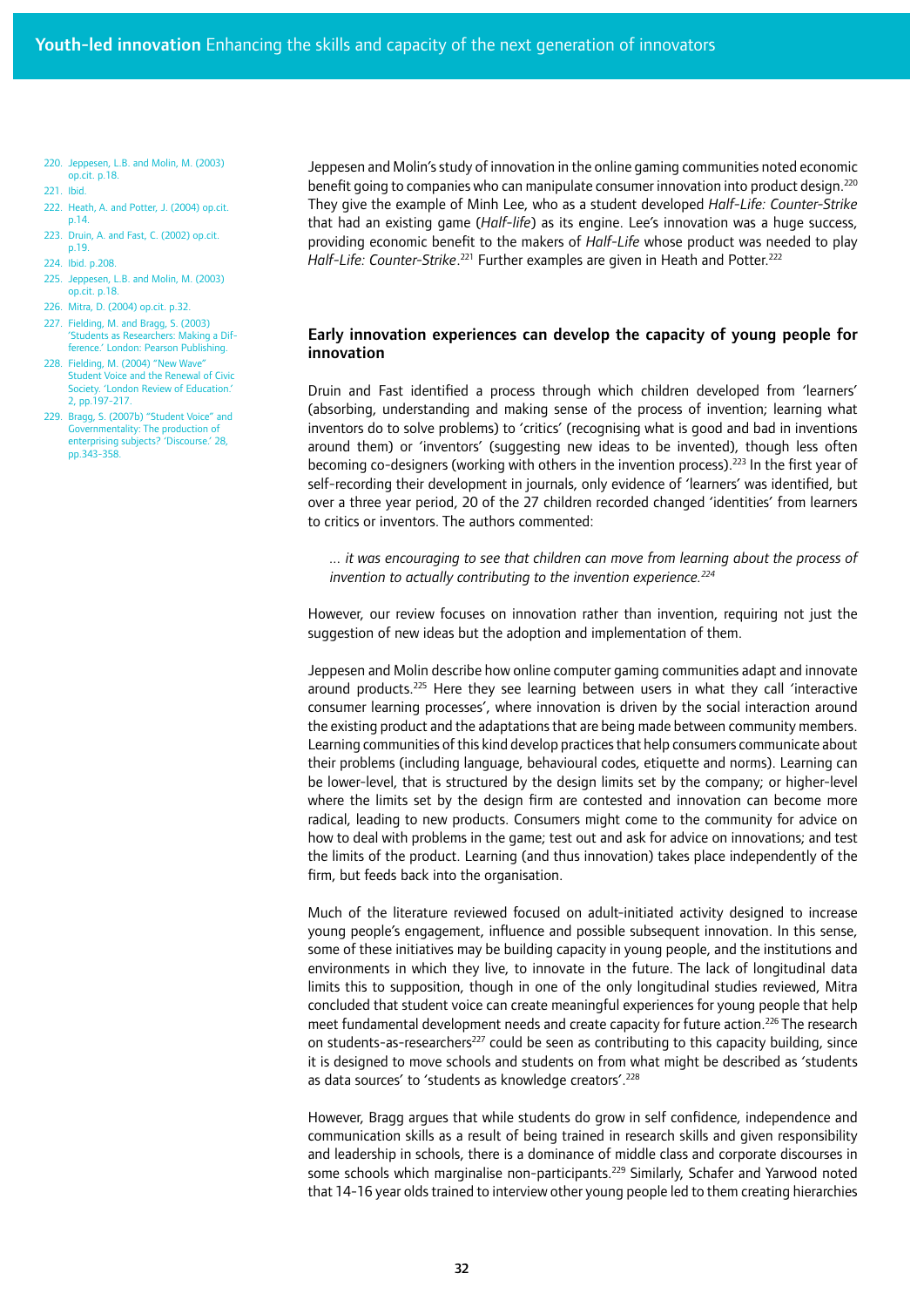Jeppesen and Molin's study of innovation in the online gaming communities noted economic benefit going to companies who can manipulate consumer innovation into product design.[220] They give the example of Minh Lee, who as a student developed *Half-Life: Counter-Strike* that had an existing game (*Half-life*) as its engine. Lee's innovation was a huge success, providing economic benefit to the makers of *Half-Life* whose product was needed to play *Half-Life: Counter-Strike*.[221] Further examples are given in Heath and Potter.[222]

### Early innovation experiences can develop the capacity of young people for innovation

Druin and Fast identified a process through which children developed from 'learners' (absorbing, understanding and making sense of the process of invention; learning what inventors do to solve problems) to 'critics' (recognising what is good and bad in inventions around them) or 'inventors' (suggesting new ideas to be invented), though less often becoming co-designers (working with others in the invention process).[223] In the first year of self-recording their development in journals, only evidence of 'learners' was identified, but over a three year period, 20 of the 27 children recorded changed 'identities' from learners to critics or inventors. The authors commented:

> *... it was encouraging to see that children can move from learning about the process of invention to actually contributing to the invention experience.*[224]

However, our review focuses on innovation rather than invention, requiring not just the suggestion of new ideas but the adoption and implementation of them.

Jeppesen and Molin describe how online computer gaming communities adapt and innovate around products.[225] Here they see learning between users in what they call 'interactive consumer learning processes', where innovation is driven by the social interaction around the existing product and the adaptations that are being made between community members. Learning communities of this kind develop practices that help consumers communicate about their problems (including language, behavioural codes, etiquette and norms). Learning can be lower-level, that is structured by the design limits set by the company; or higher-level where the limits set by the design firm are contested and innovation can become more radical, leading to new products. Consumers might come to the community for advice on how to deal with problems in the game; test out and ask for advice on innovations; and test the limits of the product. Learning (and thus innovation) takes place independently of the firm, but feeds back into the organisation.

Much of the literature reviewed focused on adult-initiated activity designed to increase young people's engagement, influence and possible subsequent innovation. In this sense, some of these initiatives may be building capacity in young people, and the institutions and environments in which they live, to innovate in the future. The lack of longitudinal data limits this to supposition, though in one of the only longitudinal studies reviewed, Mitra concluded that student voice can create meaningful experiences for young people that help meet fundamental development needs and create capacity for future action.[226] The research on students-as-researchers[227] could be seen as contributing to this capacity building, since it is designed to move schools and students on from what might be described as 'students as data sources' to 'students as knowledge creators'.[228]

However, Bragg argues that while students do grow in self confidence, independence and communication skills as a result of being trained in research skills and given responsibility and leadership in schools, there is a dominance of middle class and corporate discourses in some schools which marginalise non-participants.[229] Similarly, Schafer and Yarwood noted that 14-16 year olds trained to interview other young people led to them creating hierarchies

---

220. Jeppesen, L.B. and Molin, M. (2003) op.cit. p.18.
221. Ibid.
222. Heath, A. and Potter, J. (2004) op.cit. p.14.
223. Druin, A. and Fast, C. (2002) op.cit. p.19.
224. Ibid. p.208.
225. Jeppesen, L.B. and Molin, M. (2003) op.cit. p.18.
226. Mitra, D. (2004) op.cit. p.32.
227. Fielding, M. and Bragg, S. (2003) 'Students as Researchers: Making a Difference.' London: Pearson Publishing.
228. Fielding, M. (2004) "New Wave" Student Voice and the Renewal of Civic Society. 'London Review of Education.' 2, pp.197-217.
229. Bragg, S. (2007b) "Student Voice" and Governmentality: The production of enterprising subjects? 'Discourse.' 28, pp.343-358.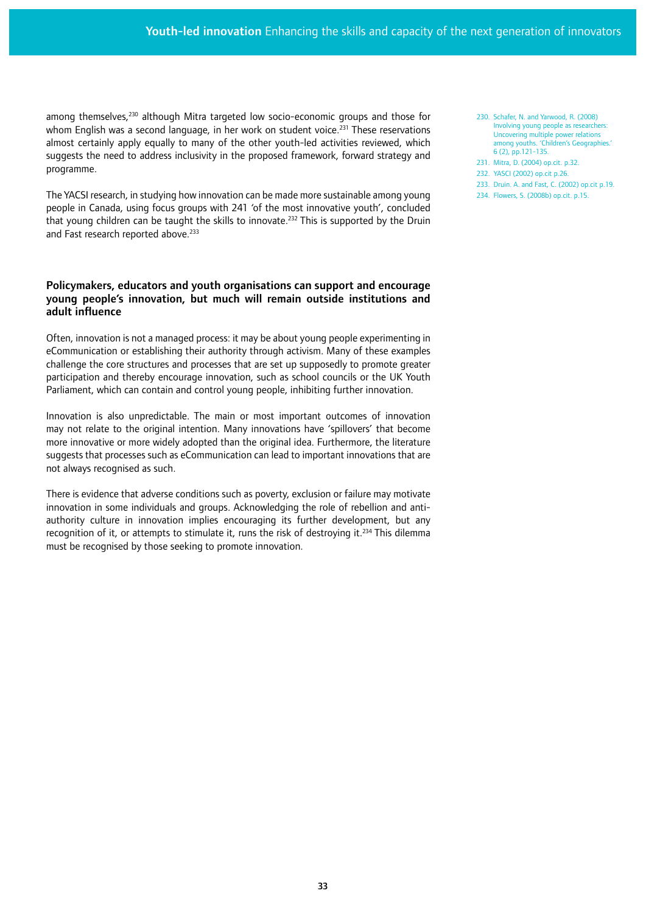among themselves,[230] although Mitra targeted low socio-economic groups and those for whom English was a second language, in her work on student voice.[231] These reservations almost certainly apply equally to many of the other youth-led activities reviewed, which suggests the need to address inclusivity in the proposed framework, forward strategy and programme.

The YACSI research, in studying how innovation can be made more sustainable among young people in Canada, using focus groups with 241 'of the most innovative youth', concluded that young children can be taught the skills to innovate.[232] This is supported by the Druin and Fast research reported above.[233]

### Policymakers, educators and youth organisations can support and encourage young people's innovation, but much will remain outside institutions and adult influence

Often, innovation is not a managed process: it may be about young people experimenting in eCommunication or establishing their authority through activism. Many of these examples challenge the core structures and processes that are set up supposedly to promote greater participation and thereby encourage innovation, such as school councils or the UK Youth Parliament, which can contain and control young people, inhibiting further innovation.

Innovation is also unpredictable. The main or most important outcomes of innovation may not relate to the original intention. Many innovations have 'spillovers' that become more innovative or more widely adopted than the original idea. Furthermore, the literature suggests that processes such as eCommunication can lead to important innovations that are not always recognised as such.

There is evidence that adverse conditions such as poverty, exclusion or failure may motivate innovation in some individuals and groups. Acknowledging the role of rebellion and anti-authority culture in innovation implies encouraging its further development, but any recognition of it, or attempts to stimulate it, runs the risk of destroying it.[234] This dilemma must be recognised by those seeking to promote innovation.

230. Schafer, N. and Yarwood, R. (2008) Involving young people as researchers: Uncovering multiple power relations among youths. 'Children's Geographies.' 6 (2), pp.121-135.

231. Mitra, D. (2004) op.cit. p.32.

232. YASCI (2002) op.cit p.26.

233. Druin. A. and Fast, C. (2002) op.cit p.19.

234. Flowers, S. (2008b) op.cit. p.15.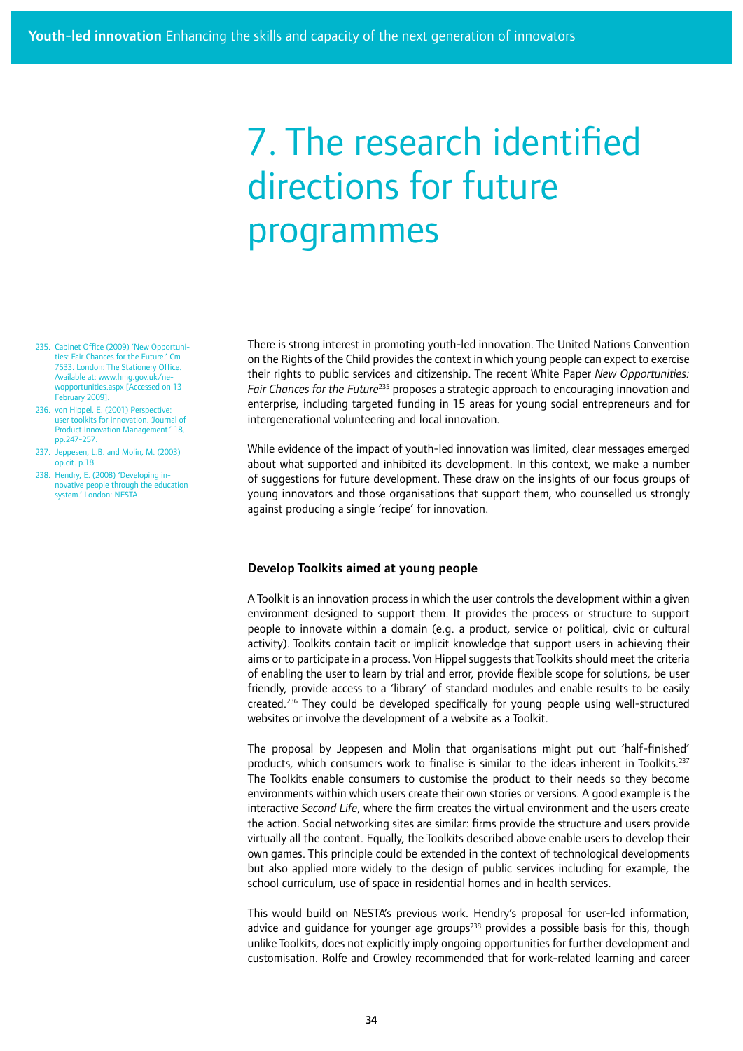# 7. The research identified directions for future programmes

There is strong interest in promoting youth-led innovation. The United Nations Convention on the Rights of the Child provides the context in which young people can expect to exercise their rights to public services and citizenship. The recent White Paper *New Opportunities: Fair Chances for the Future*[235] proposes a strategic approach to encouraging innovation and enterprise, including targeted funding in 15 areas for young social entrepreneurs and for intergenerational volunteering and local innovation.

While evidence of the impact of youth-led innovation was limited, clear messages emerged about what supported and inhibited its development. In this context, we make a number of suggestions for future development. These draw on the insights of our focus groups of young innovators and those organisations that support them, who counselled us strongly against producing a single 'recipe' for innovation.

### Develop Toolkits aimed at young people

A Toolkit is an innovation process in which the user controls the development within a given environment designed to support them. It provides the process or structure to support people to innovate within a domain (e.g. a product, service or political, civic or cultural activity). Toolkits contain tacit or implicit knowledge that support users in achieving their aims or to participate in a process. Von Hippel suggests that Toolkits should meet the criteria of enabling the user to learn by trial and error, provide flexible scope for solutions, be user friendly, provide access to a 'library' of standard modules and enable results to be easily created.[236] They could be developed specifically for young people using well-structured websites or involve the development of a website as a Toolkit.

The proposal by Jeppesen and Molin that organisations might put out 'half-finished' products, which consumers work to finalise is similar to the ideas inherent in Toolkits.[237] The Toolkits enable consumers to customise the product to their needs so they become environments within which users create their own stories or versions. A good example is the interactive *Second Life*, where the firm creates the virtual environment and the users create the action. Social networking sites are similar: firms provide the structure and users provide virtually all the content. Equally, the Toolkits described above enable users to develop their own games. This principle could be extended in the context of technological developments but also applied more widely to the design of public services including for example, the school curriculum, use of space in residential homes and in health services.

This would build on NESTA's previous work. Hendry's proposal for user-led information, advice and guidance for younger age groups[238] provides a possible basis for this, though unlike Toolkits, does not explicitly imply ongoing opportunities for further development and customisation. Rolfe and Crowley recommended that for work-related learning and career

---

235. Cabinet Office (2009) 'New Opportunities: Fair Chances for the Future.' Cm 7533. London: The Stationery Office. Available at: www.hmg.gov.uk/newopportunities.aspx [Accessed on 13 February 2009].
236. von Hippel, E. (2001) Perspective: user toolkits for innovation. 'Journal of Product Innovation Management.' 18, pp.247-257.
237. Jeppesen, L.B. and Molin, M. (2003) op.cit. p.18.
238. Hendry, E. (2008) 'Developing innovative people through the education system.' London: NESTA.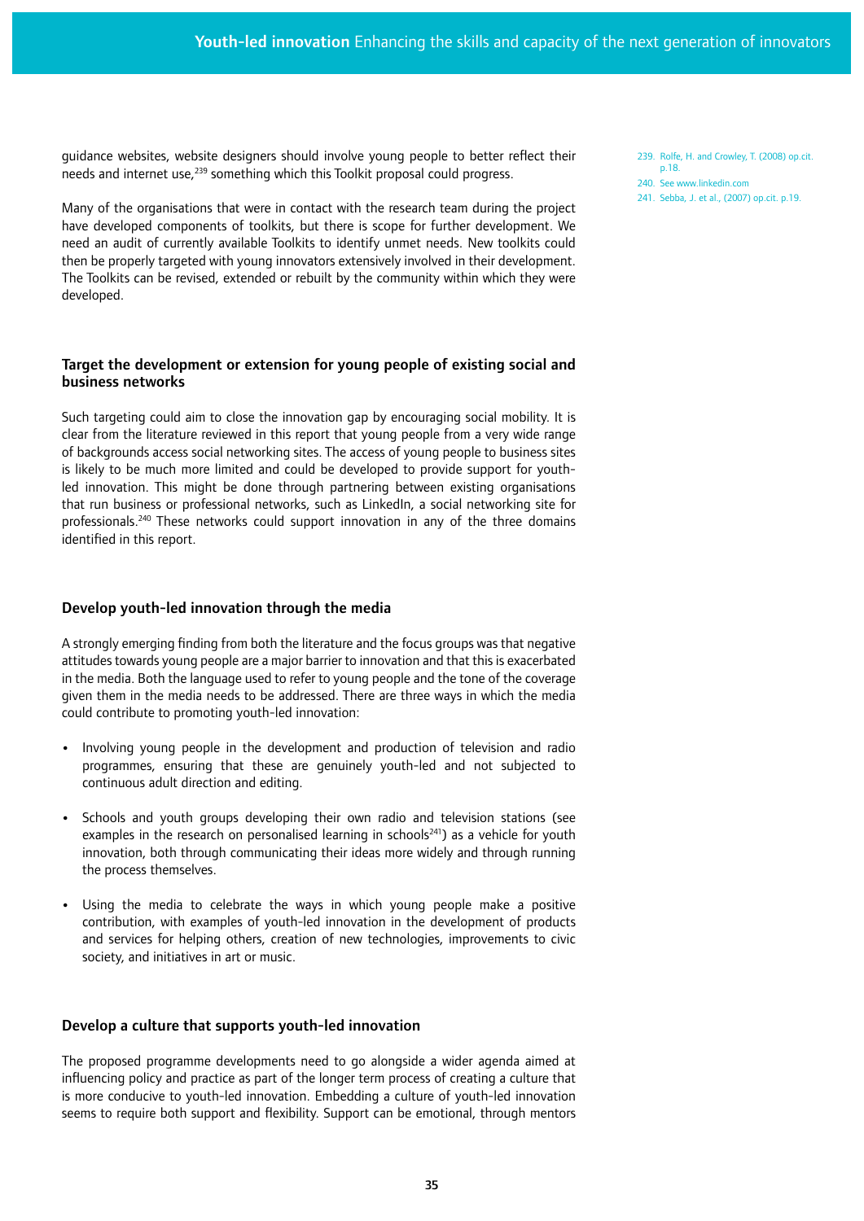guidance websites, website designers should involve young people to better reflect their needs and internet use,[239] something which this Toolkit proposal could progress.

Many of the organisations that were in contact with the research team during the project have developed components of toolkits, but there is scope for further development. We need an audit of currently available Toolkits to identify unmet needs. New toolkits could then be properly targeted with young innovators extensively involved in their development. The Toolkits can be revised, extended or rebuilt by the community within which they were developed.

### Target the development or extension for young people of existing social and business networks

Such targeting could aim to close the innovation gap by encouraging social mobility. It is clear from the literature reviewed in this report that young people from a very wide range of backgrounds access social networking sites. The access of young people to business sites is likely to be much more limited and could be developed to provide support for youth-led innovation. This might be done through partnering between existing organisations that run business or professional networks, such as LinkedIn, a social networking site for professionals.[240] These networks could support innovation in any of the three domains identified in this report.

### Develop youth-led innovation through the media

A strongly emerging finding from both the literature and the focus groups was that negative attitudes towards young people are a major barrier to innovation and that this is exacerbated in the media. Both the language used to refer to young people and the tone of the coverage given them in the media needs to be addressed. There are three ways in which the media could contribute to promoting youth-led innovation:

- Involving young people in the development and production of television and radio programmes, ensuring that these are genuinely youth-led and not subjected to continuous adult direction and editing.
- Schools and youth groups developing their own radio and television stations (see examples in the research on personalised learning in schools[241]) as a vehicle for youth innovation, both through communicating their ideas more widely and through running the process themselves.
- Using the media to celebrate the ways in which young people make a positive contribution, with examples of youth-led innovation in the development of products and services for helping others, creation of new technologies, improvements to civic society, and initiatives in art or music.

### Develop a culture that supports youth-led innovation

The proposed programme developments need to go alongside a wider agenda aimed at influencing policy and practice as part of the longer term process of creating a culture that is more conducive to youth-led innovation. Embedding a culture of youth-led innovation seems to require both support and flexibility. Support can be emotional, through mentors

239. Rolfe, H. and Crowley, T. (2008) op.cit. p.18.

240. See www.linkedin.com

241. Sebba, J. et al., (2007) op.cit. p.19.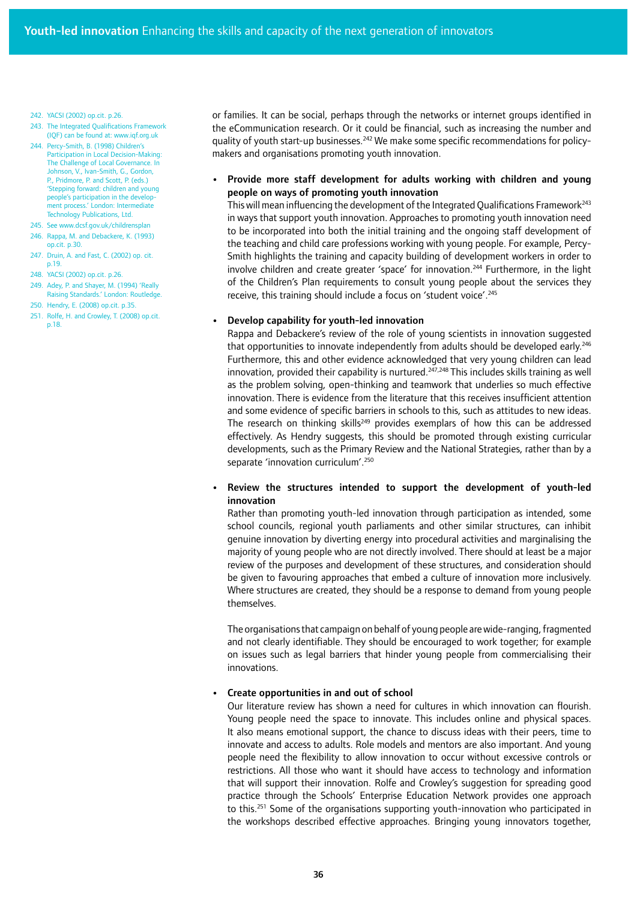or families. It can be social, perhaps through the networks or internet groups identified in the eCommunication research. Or it could be financial, such as increasing the number and quality of youth start-up businesses.[242] We make some specific recommendations for policy-makers and organisations promoting youth innovation.

- **Provide more staff development for adults working with children and young people on ways of promoting youth innovation**
  This will mean influencing the development of the Integrated Qualifications Framework[243] in ways that support youth innovation. Approaches to promoting youth innovation need to be incorporated into both the initial training and the ongoing staff development of the teaching and child care professions working with young people. For example, Percy-Smith highlights the training and capacity building of development workers in order to involve children and create greater 'space' for innovation.[244] Furthermore, in the light of the Children's Plan requirements to consult young people about the services they receive, this training should include a focus on 'student voice'.[245]

- **Develop capability for youth-led innovation**
  Rappa and Debackere's review of the role of young scientists in innovation suggested that opportunities to innovate independently from adults should be developed early.[246] Furthermore, this and other evidence acknowledged that very young children can lead innovation, provided their capability is nurtured.[247,248] This includes skills training as well as the problem solving, open-thinking and teamwork that underlies so much effective innovation. There is evidence from the literature that this receives insufficient attention and some evidence of specific barriers in schools to this, such as attitudes to new ideas. The research on thinking skills[249] provides exemplars of how this can be addressed effectively. As Hendry suggests, this should be promoted through existing curricular developments, such as the Primary Review and the National Strategies, rather than by a separate 'innovation curriculum'.[250]

- **Review the structures intended to support the development of youth-led innovation**
  Rather than promoting youth-led innovation through participation as intended, some school councils, regional youth parliaments and other similar structures, can inhibit genuine innovation by diverting energy into procedural activities and marginalising the majority of young people who are not directly involved. There should at least be a major review of the purposes and development of these structures, and consideration should be given to favouring approaches that embed a culture of innovation more inclusively. Where structures are created, they should be a response to demand from young people themselves.

  The organisations that campaign on behalf of young people are wide-ranging, fragmented and not clearly identifiable. They should be encouraged to work together; for example on issues such as legal barriers that hinder young people from commercialising their innovations.

- **Create opportunities in and out of school**
  Our literature review has shown a need for cultures in which innovation can flourish. Young people need the space to innovate. This includes online and physical spaces. It also means emotional support, the chance to discuss ideas with their peers, time to innovate and access to adults. Role models and mentors are also important. And young people need the flexibility to allow innovation to occur without excessive controls or restrictions. All those who want it should have access to technology and information that will support their innovation. Rolfe and Crowley's suggestion for spreading good practice through the Schools' Enterprise Education Network provides one approach to this.[251] Some of the organisations supporting youth-innovation who participated in the workshops described effective approaches. Bringing young innovators together,

---

242. YACSI (2002) op.cit. p.26.
243. The Integrated Qualifications Framework (IQF) can be found at: www.iqf.org.uk
244. Percy-Smith, B. (1998) Children's Participation in Local Decision-Making: The Challenge of Local Governance. In Johnson, V., Ivan-Smith, G., Gordon, P., Pridmore, P. and Scott, P. (eds.) 'Stepping forward: children and young people's participation in the development process.' London: Intermediate Technology Publications, Ltd.
245. See www.dcsf.gov.uk/childrensplan
246. Rappa, M. and Debackere, K. (1993) op.cit. p.30.
247. Druin, A. and Fast, C. (2002) op. cit. p.19.
248. YACSI (2002) op.cit. p.26.
249. Adey, P. and Shayer, M. (1994) 'Really Raising Standards.' London: Routledge.
250. Hendry, E. (2008) op.cit. p.35.
251. Rolfe, H. and Crowley, T. (2008) op.cit. p.18.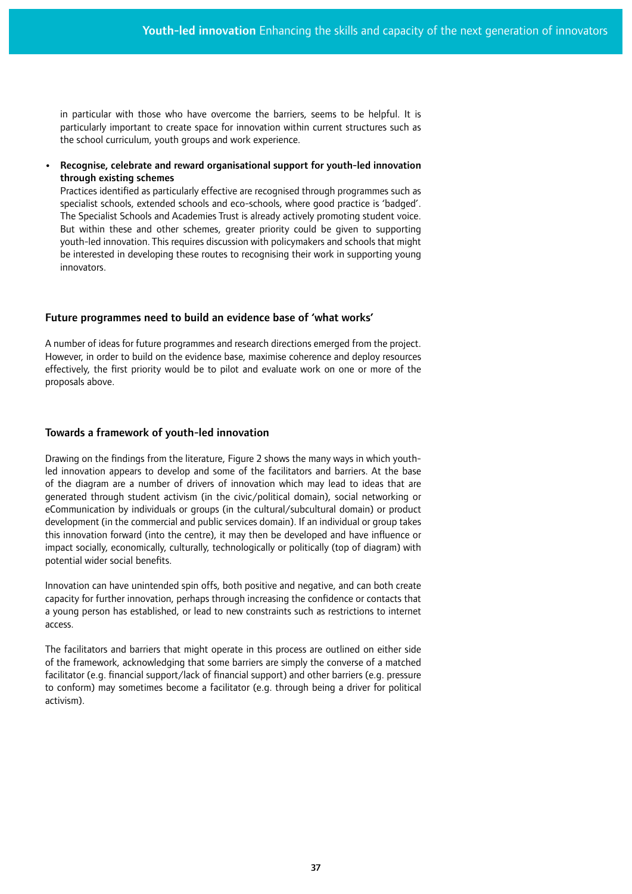in particular with those who have overcome the barriers, seems to be helpful. It is particularly important to create space for innovation within current structures such as the school curriculum, youth groups and work experience.

- **Recognise, celebrate and reward organisational support for youth-led innovation through existing schemes**
  Practices identified as particularly effective are recognised through programmes such as specialist schools, extended schools and eco-schools, where good practice is 'badged'. The Specialist Schools and Academies Trust is already actively promoting student voice. But within these and other schemes, greater priority could be given to supporting youth-led innovation. This requires discussion with policymakers and schools that might be interested in developing these routes to recognising their work in supporting young innovators.

### Future programmes need to build an evidence base of 'what works'

A number of ideas for future programmes and research directions emerged from the project. However, in order to build on the evidence base, maximise coherence and deploy resources effectively, the first priority would be to pilot and evaluate work on one or more of the proposals above.

### Towards a framework of youth-led innovation

Drawing on the findings from the literature, Figure 2 shows the many ways in which youth-led innovation appears to develop and some of the facilitators and barriers. At the base of the diagram are a number of drivers of innovation which may lead to ideas that are generated through student activism (in the civic/political domain), social networking or eCommunication by individuals or groups (in the cultural/subcultural domain) or product development (in the commercial and public services domain). If an individual or group takes this innovation forward (into the centre), it may then be developed and have influence or impact socially, economically, culturally, technologically or politically (top of diagram) with potential wider social benefits.

Innovation can have unintended spin offs, both positive and negative, and can both create capacity for further innovation, perhaps through increasing the confidence or contacts that a young person has established, or lead to new constraints such as restrictions to internet access.

The facilitators and barriers that might operate in this process are outlined on either side of the framework, acknowledging that some barriers are simply the converse of a matched facilitator (e.g. financial support/lack of financial support) and other barriers (e.g. pressure to conform) may sometimes become a facilitator (e.g. through being a driver for political activism).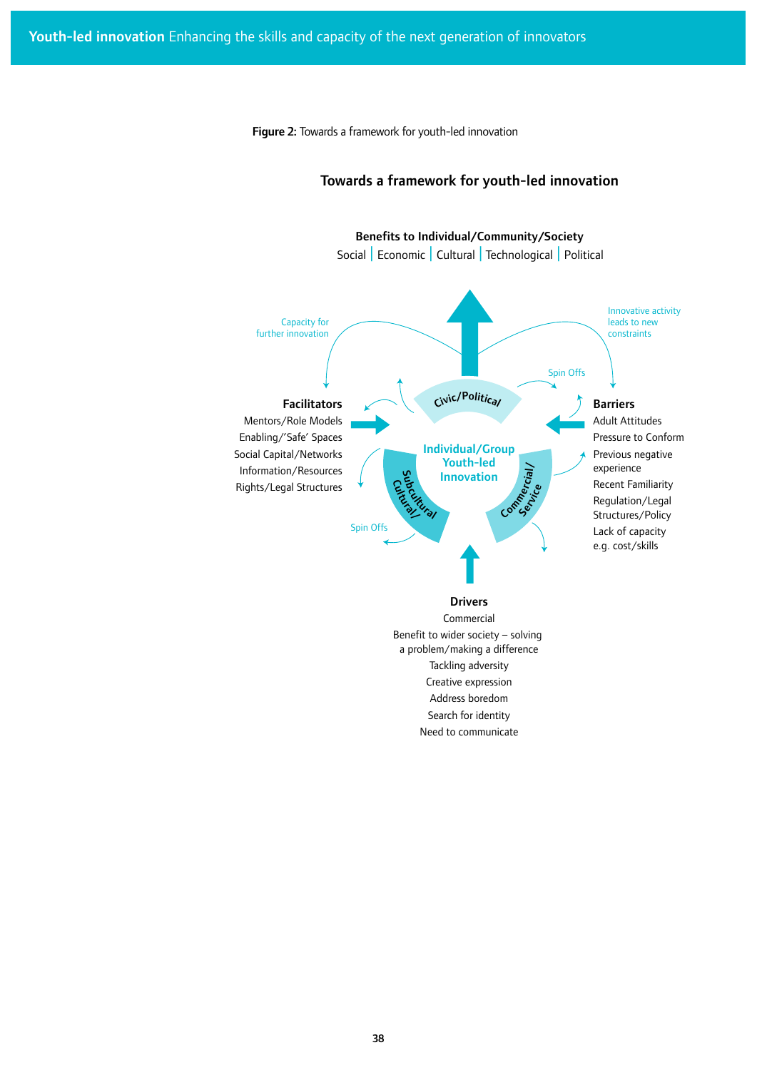**Figure 2:** Towards a framework for youth-led innovation

### Towards a framework for youth-led innovation

**Benefits to Individual/Community/Society**

Social | Economic | Cultural | Technological | Political

Capacity for further innovation

Innovative activity leads to new constraints

Spin Offs

**Facilitators**

Mentors/Role Models
Enabling/'Safe' Spaces
Social Capital/Networks
Information/Resources
Rights/Legal Structures

Civic/Political

Individual/Group Youth-led Innovation

Subcultural/Cultural/

Commercial/Service

**Barriers**

Adult Attitudes
Pressure to Conform
Previous negative experience
Recent Familiarity
Regulation/Legal Structures/Policy
Lack of capacity e.g. cost/skills

Spin Offs

**Drivers**

Commercial
Benefit to wider society – solving a problem/making a difference
Tackling adversity
Creative expression
Address boredom
Search for identity
Need to communicate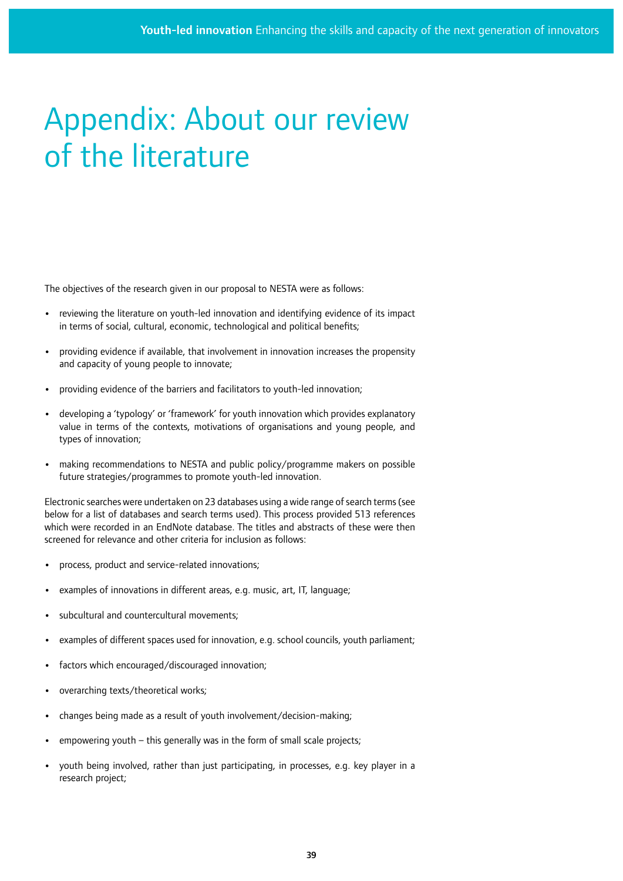# Appendix: About our review of the literature

The objectives of the research given in our proposal to NESTA were as follows:

- reviewing the literature on youth-led innovation and identifying evidence of its impact in terms of social, cultural, economic, technological and political benefits;
- providing evidence if available, that involvement in innovation increases the propensity and capacity of young people to innovate;
- providing evidence of the barriers and facilitators to youth-led innovation;
- developing a 'typology' or 'framework' for youth innovation which provides explanatory value in terms of the contexts, motivations of organisations and young people, and types of innovation;
- making recommendations to NESTA and public policy/programme makers on possible future strategies/programmes to promote youth-led innovation.

Electronic searches were undertaken on 23 databases using a wide range of search terms (see below for a list of databases and search terms used). This process provided 513 references which were recorded in an EndNote database. The titles and abstracts of these were then screened for relevance and other criteria for inclusion as follows:

- process, product and service-related innovations;
- examples of innovations in different areas, e.g. music, art, IT, language;
- subcultural and countercultural movements;
- examples of different spaces used for innovation, e.g. school councils, youth parliament;
- factors which encouraged/discouraged innovation;
- overarching texts/theoretical works;
- changes being made as a result of youth involvement/decision-making;
- empowering youth – this generally was in the form of small scale projects;
- youth being involved, rather than just participating, in processes, e.g. key player in a research project;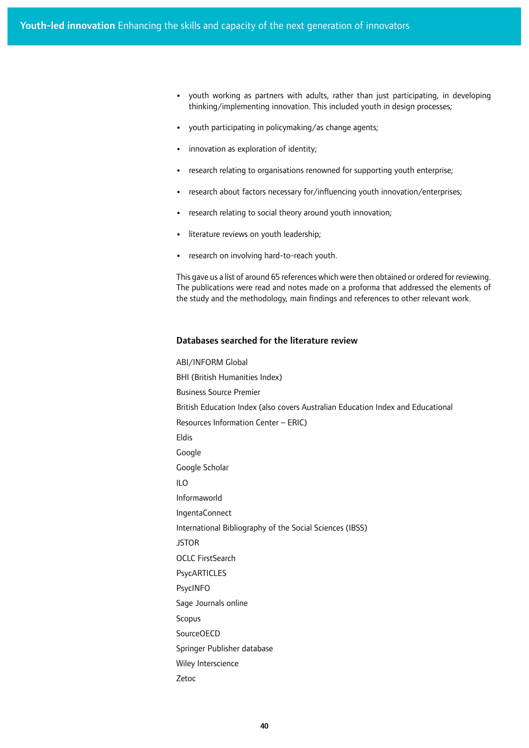- youth working as partners with adults, rather than just participating, in developing thinking/implementing innovation. This included youth in design processes;
- youth participating in policymaking/as change agents;
- innovation as exploration of identity;
- research relating to organisations renowned for supporting youth enterprise;
- research about factors necessary for/influencing youth innovation/enterprises;
- research relating to social theory around youth innovation;
- literature reviews on youth leadership;
- research on involving hard-to-reach youth.

This gave us a list of around 65 references which were then obtained or ordered for reviewing. The publications were read and notes made on a proforma that addressed the elements of the study and the methodology, main findings and references to other relevant work.

### Databases searched for the literature review

ABI/INFORM Global

BHI (British Humanities Index)

Business Source Premier

British Education Index (also covers Australian Education Index and Educational Resources Information Center – ERIC)

Eldis

Google

Google Scholar

ILO

Informaworld

IngentaConnect

International Bibliography of the Social Sciences (IBSS)

JSTOR

OCLC FirstSearch

PsycARTICLES

PsycINFO

Sage Journals online

Scopus

SourceOECD

Springer Publisher database

Wiley Interscience

Zetoc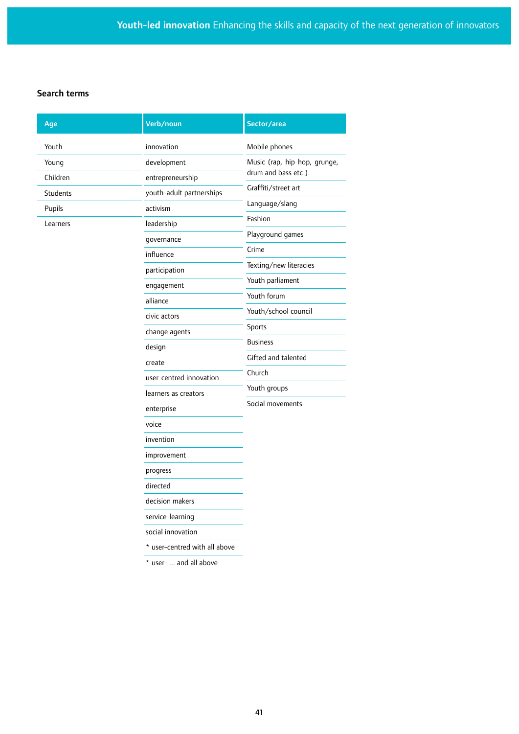## Search terms

| Age | Verb/noun | Sector/area |
|---|---|---|
| Youth | innovation | Mobile phones |
| Young | development | Music (rap, hip hop, grunge, drum and bass etc.) |
| Children | entrepreneurship | Graffiti/street art |
| Students | youth-adult partnerships | Language/slang |
| Pupils | activism | Fashion |
| Learners | leadership | Playground games |
| | governance | Crime |
| | influence | Texting/new literacies |
| | participation | Youth parliament |
| | engagement | Youth forum |
| | alliance | Youth/school council |
| | civic actors | Sports |
| | change agents | Business |
| | design | Gifted and talented |
| | create | Church |
| | user-centred innovation | Youth groups |
| | learners as creators | Social movements |
| | enterprise | |
| | voice | |
| | invention | |
| | improvement | |
| | progress | |
| | directed | |
| | decision makers | |
| | service-learning | |
| | social innovation | |
| | * user-centred with all above | |
| | * user- … and all above | |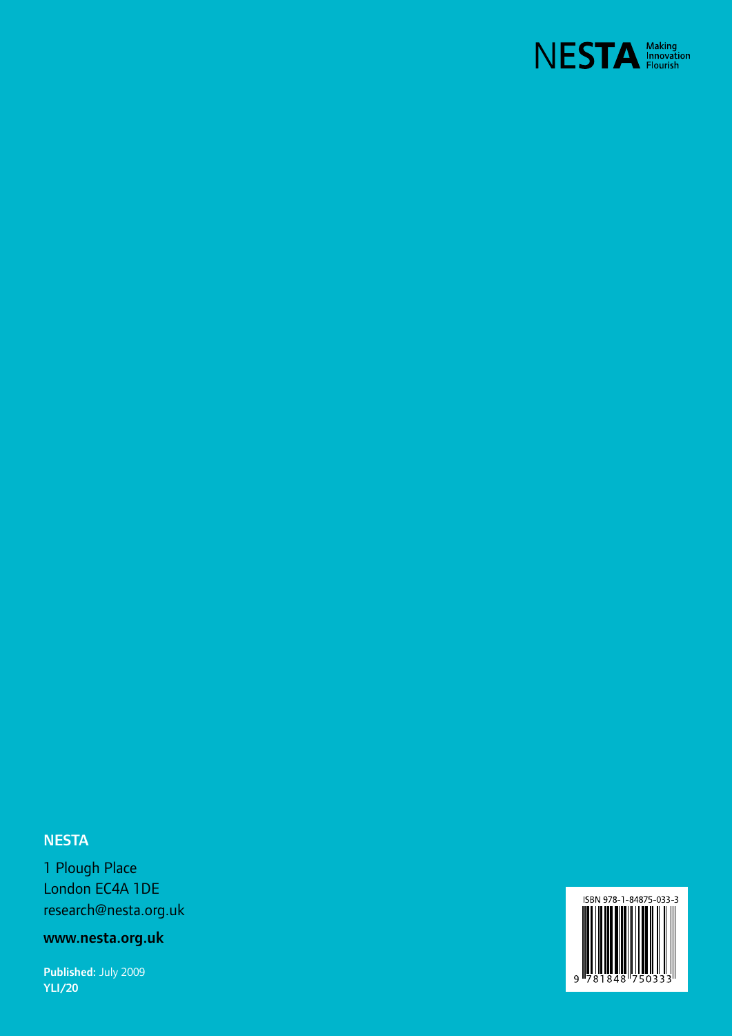NESTA Making Innovation Flourish

**NESTA**

1 Plough Place
London EC4A 1DE
research@nesta.org.uk

**www.nesta.org.uk**

**Published:** July 2009
**YLI/20**

ISBN 978-1-84875-033-3